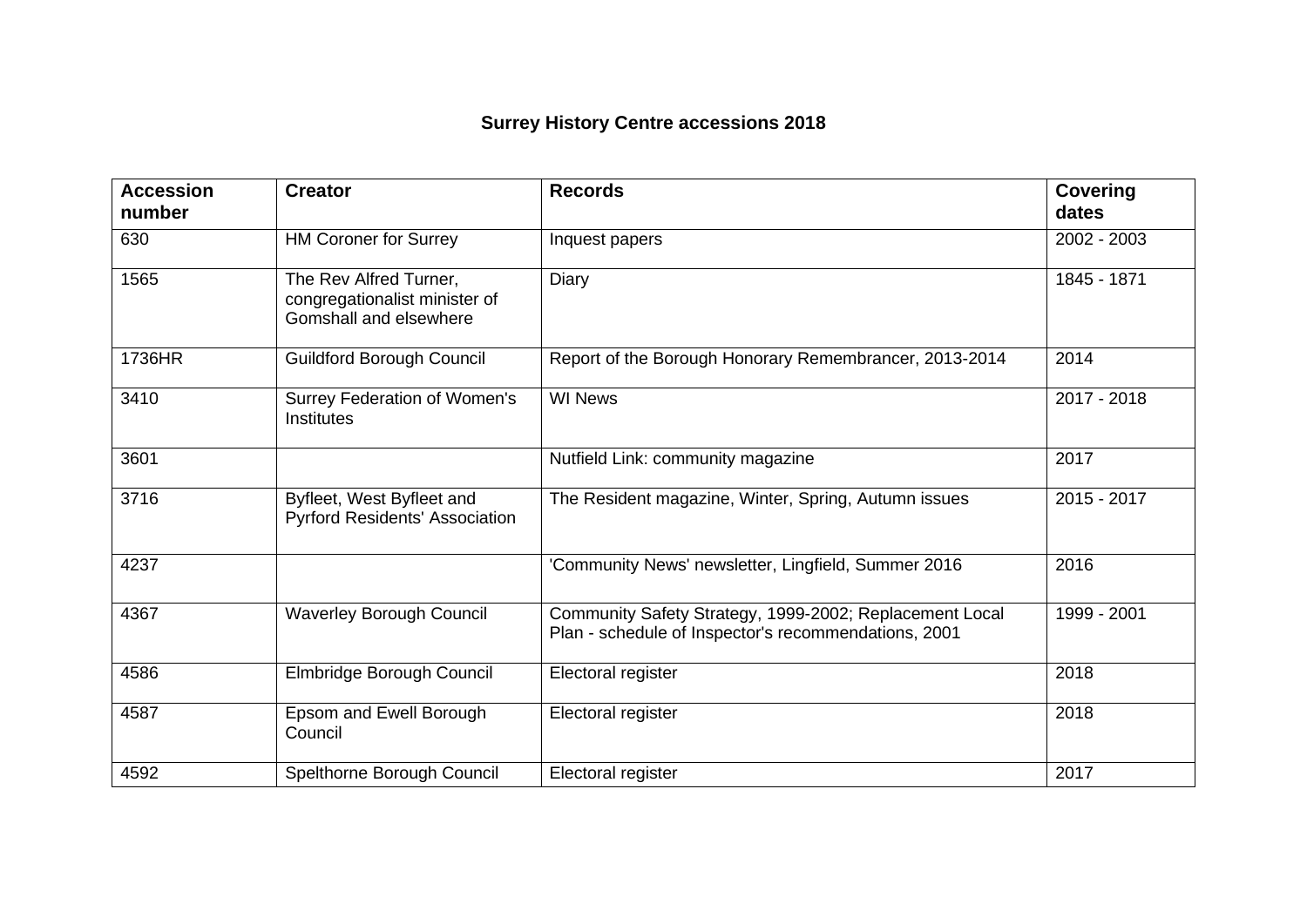# Surrey History Centre accessions 2018

| Accession number | Creator | Records | Covering dates |
| --- | --- | --- | --- |
| 630 | HM Coroner for Surrey | Inquest papers | 2002 - 2003 |
| 1565 | The Rev Alfred Turner, congregationalist minister of Gomshall and elsewhere | Diary | 1845 - 1871 |
| 1736HR | Guildford Borough Council | Report of the Borough Honorary Remembrancer, 2013-2014 | 2014 |
| 3410 | Surrey Federation of Women's Institutes | WI News | 2017 - 2018 |
| 3601 | | Nutfield Link: community magazine | 2017 |
| 3716 | Byfleet, West Byfleet and Pyrford Residents' Association | The Resident magazine, Winter, Spring, Autumn issues | 2015 - 2017 |
| 4237 | | 'Community News' newsletter, Lingfield, Summer 2016 | 2016 |
| 4367 | Waverley Borough Council | Community Safety Strategy, 1999-2002; Replacement Local Plan - schedule of Inspector's recommendations, 2001 | 1999 - 2001 |
| 4586 | Elmbridge Borough Council | Electoral register | 2018 |
| 4587 | Epsom and Ewell Borough Council | Electoral register | 2018 |
| 4592 | Spelthorne Borough Council | Electoral register | 2017 |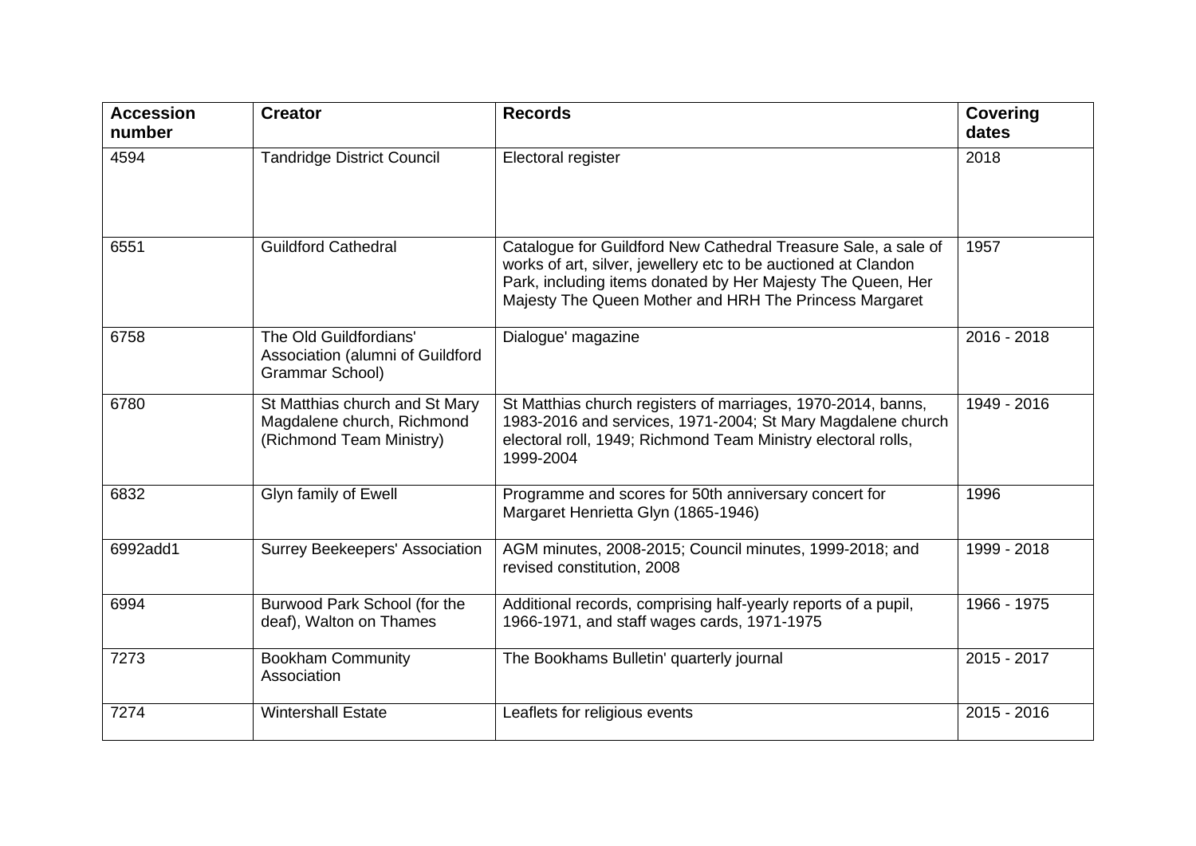| Accession number | Creator | Records | Covering dates |
|---|---|---|---|
| 4594 | Tandridge District Council | Electoral register | 2018 |
| 6551 | Guildford Cathedral | Catalogue for Guildford New Cathedral Treasure Sale, a sale of works of art, silver, jewellery etc to be auctioned at Clandon Park, including items donated by Her Majesty The Queen, Her Majesty The Queen Mother and HRH The Princess Margaret | 1957 |
| 6758 | The Old Guildfordians' Association (alumni of Guildford Grammar School) | Dialogue' magazine | 2016 - 2018 |
| 6780 | St Matthias church and St Mary Magdalene church, Richmond (Richmond Team Ministry) | St Matthias church registers of marriages, 1970-2014, banns, 1983-2016 and services, 1971-2004; St Mary Magdalene church electoral roll, 1949; Richmond Team Ministry electoral rolls, 1999-2004 | 1949 - 2016 |
| 6832 | Glyn family of Ewell | Programme and scores for 50th anniversary concert for Margaret Henrietta Glyn (1865-1946) | 1996 |
| 6992add1 | Surrey Beekeepers' Association | AGM minutes, 2008-2015; Council minutes, 1999-2018; and revised constitution, 2008 | 1999 - 2018 |
| 6994 | Burwood Park School (for the deaf), Walton on Thames | Additional records, comprising half-yearly reports of a pupil, 1966-1971, and staff wages cards, 1971-1975 | 1966 - 1975 |
| 7273 | Bookham Community Association | The Bookhams Bulletin' quarterly journal | 2015 - 2017 |
| 7274 | Wintershall Estate | Leaflets for religious events | 2015 - 2016 |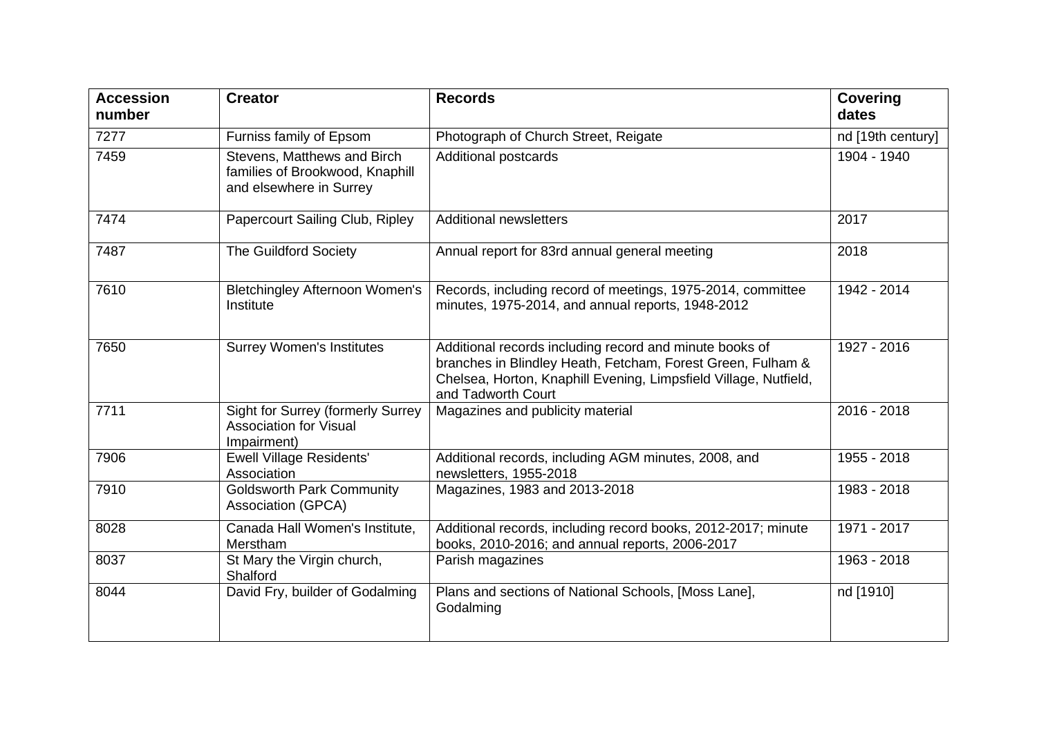| Accession number | Creator | Records | Covering dates |
| --- | --- | --- | --- |
| 7277 | Furniss family of Epsom | Photograph of Church Street, Reigate | nd [19th century] |
| 7459 | Stevens, Matthews and Birch families of Brookwood, Knaphill and elsewhere in Surrey | Additional postcards | 1904 - 1940 |
| 7474 | Papercourt Sailing Club, Ripley | Additional newsletters | 2017 |
| 7487 | The Guildford Society | Annual report for 83rd annual general meeting | 2018 |
| 7610 | Bletchingley Afternoon Women's Institute | Records, including record of meetings, 1975-2014, committee minutes, 1975-2014, and annual reports, 1948-2012 | 1942 - 2014 |
| 7650 | Surrey Women's Institutes | Additional records including record and minute books of branches in Blindley Heath, Fetcham, Forest Green, Fulham & Chelsea, Horton, Knaphill Evening, Limpsfield Village, Nutfield, and Tadworth Court | 1927 - 2016 |
| 7711 | Sight for Surrey (formerly Surrey Association for Visual Impairment) | Magazines and publicity material | 2016 - 2018 |
| 7906 | Ewell Village Residents' Association | Additional records, including AGM minutes, 2008, and newsletters, 1955-2018 | 1955 - 2018 |
| 7910 | Goldsworth Park Community Association (GPCA) | Magazines, 1983 and 2013-2018 | 1983 - 2018 |
| 8028 | Canada Hall Women's Institute, Merstham | Additional records, including record books, 2012-2017; minute books, 2010-2016; and annual reports, 2006-2017 | 1971 - 2017 |
| 8037 | St Mary the Virgin church, Shalford | Parish magazines | 1963 - 2018 |
| 8044 | David Fry, builder of Godalming | Plans and sections of National Schools, [Moss Lane], Godalming | nd [1910] |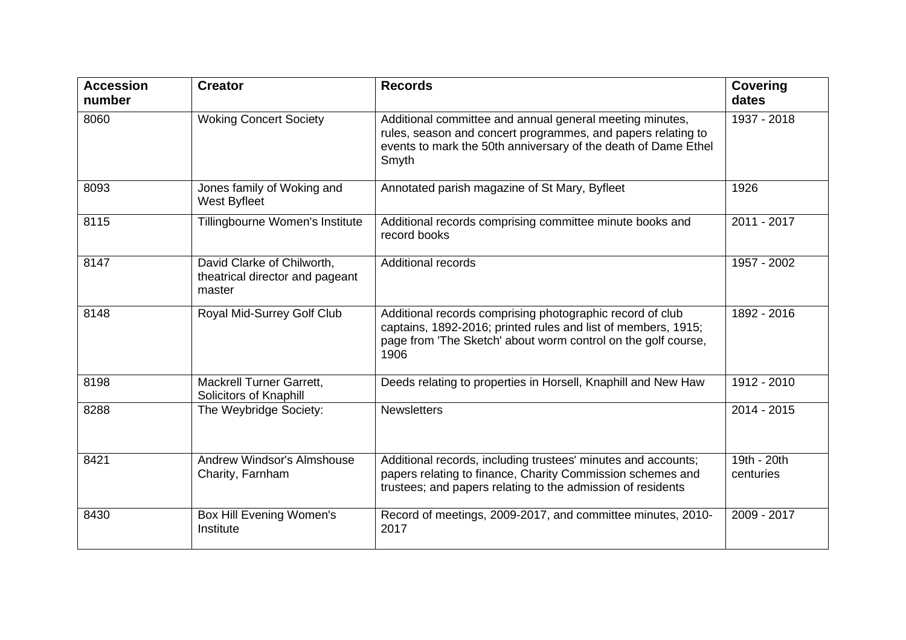| Accession number | Creator | Records | Covering dates |
|---|---|---|---|
| 8060 | Woking Concert Society | Additional committee and annual general meeting minutes, rules, season and concert programmes, and papers relating to events to mark the 50th anniversary of the death of Dame Ethel Smyth | 1937 - 2018 |
| 8093 | Jones family of Woking and West Byfleet | Annotated parish magazine of St Mary, Byfleet | 1926 |
| 8115 | Tillingbourne Women's Institute | Additional records comprising committee minute books and record books | 2011 - 2017 |
| 8147 | David Clarke of Chilworth, theatrical director and pageant master | Additional records | 1957 - 2002 |
| 8148 | Royal Mid-Surrey Golf Club | Additional records comprising photographic record of club captains, 1892-2016; printed rules and list of members, 1915; page from 'The Sketch' about worm control on the golf course, 1906 | 1892 - 2016 |
| 8198 | Mackrell Turner Garrett, Solicitors of Knaphill | Deeds relating to properties in Horsell, Knaphill and New Haw | 1912 - 2010 |
| 8288 | The Weybridge Society: | Newsletters | 2014 - 2015 |
| 8421 | Andrew Windsor's Almshouse Charity, Farnham | Additional records, including trustees' minutes and accounts; papers relating to finance, Charity Commission schemes and trustees; and papers relating to the admission of residents | 19th - 20th centuries |
| 8430 | Box Hill Evening Women's Institute | Record of meetings, 2009-2017, and committee minutes, 2010-2017 | 2009 - 2017 |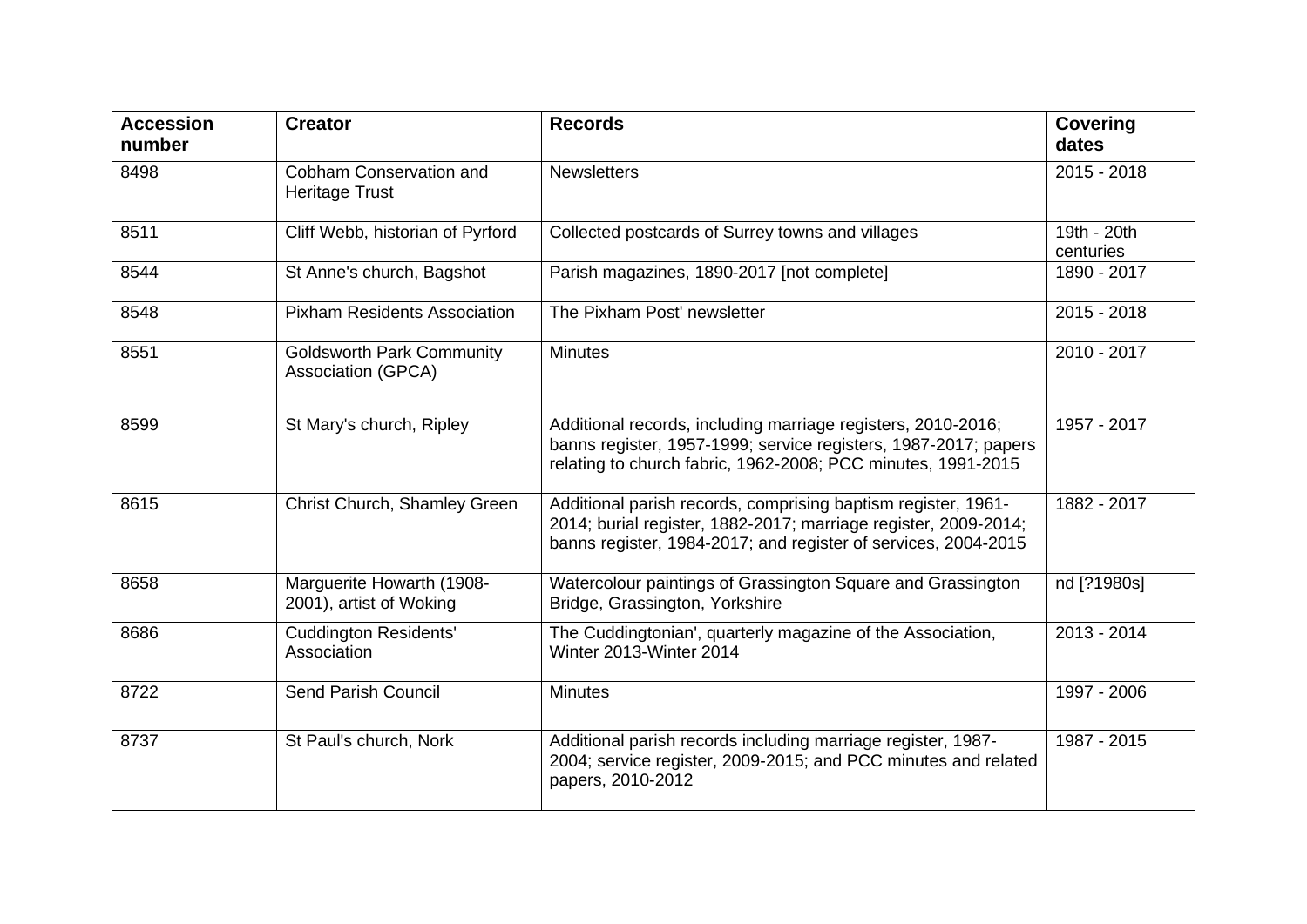| Accession number | Creator | Records | Covering dates |
| --- | --- | --- | --- |
| 8498 | Cobham Conservation and Heritage Trust | Newsletters | 2015 - 2018 |
| 8511 | Cliff Webb, historian of Pyrford | Collected postcards of Surrey towns and villages | 19th - 20th centuries |
| 8544 | St Anne's church, Bagshot | Parish magazines, 1890-2017 [not complete] | 1890 - 2017 |
| 8548 | Pixham Residents Association | The Pixham Post' newsletter | 2015 - 2018 |
| 8551 | Goldsworth Park Community Association (GPCA) | Minutes | 2010 - 2017 |
| 8599 | St Mary's church, Ripley | Additional records, including marriage registers, 2010-2016; banns register, 1957-1999; service registers, 1987-2017; papers relating to church fabric, 1962-2008; PCC minutes, 1991-2015 | 1957 - 2017 |
| 8615 | Christ Church, Shamley Green | Additional parish records, comprising baptism register, 1961-2014; burial register, 1882-2017; marriage register, 2009-2014; banns register, 1984-2017; and register of services, 2004-2015 | 1882 - 2017 |
| 8658 | Marguerite Howarth (1908-2001), artist of Woking | Watercolour paintings of Grassington Square and Grassington Bridge, Grassington, Yorkshire | nd [?1980s] |
| 8686 | Cuddington Residents' Association | The Cuddingtonian', quarterly magazine of the Association, Winter 2013-Winter 2014 | 2013 - 2014 |
| 8722 | Send Parish Council | Minutes | 1997 - 2006 |
| 8737 | St Paul's church, Nork | Additional parish records including marriage register, 1987-2004; service register, 2009-2015; and PCC minutes and related papers, 2010-2012 | 1987 - 2015 |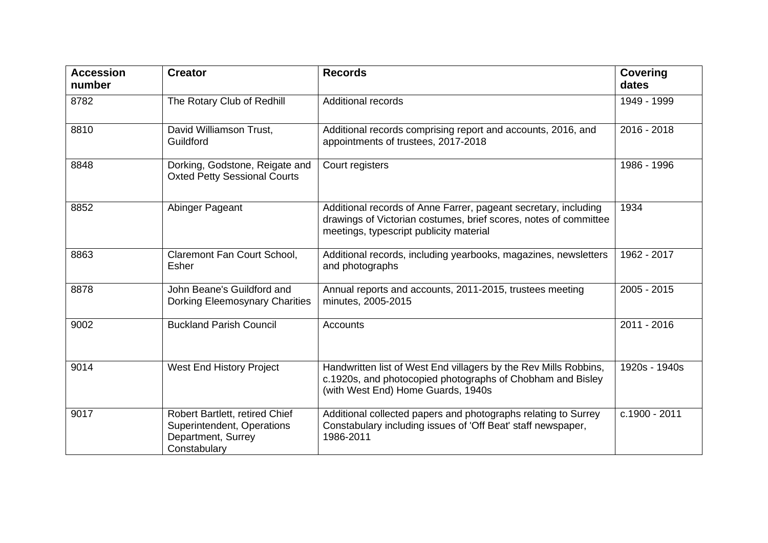| Accession number | Creator | Records | Covering dates |
|---|---|---|---|
| 8782 | The Rotary Club of Redhill | Additional records | 1949 - 1999 |
| 8810 | David Williamson Trust, Guildford | Additional records comprising report and accounts, 2016, and appointments of trustees, 2017-2018 | 2016 - 2018 |
| 8848 | Dorking, Godstone, Reigate and Oxted Petty Sessional Courts | Court registers | 1986 - 1996 |
| 8852 | Abinger Pageant | Additional records of Anne Farrer, pageant secretary, including drawings of Victorian costumes, brief scores, notes of committee meetings, typescript publicity material | 1934 |
| 8863 | Claremont Fan Court School, Esher | Additional records, including yearbooks, magazines, newsletters and photographs | 1962 - 2017 |
| 8878 | John Beane's Guildford and Dorking Eleemosynary Charities | Annual reports and accounts, 2011-2015, trustees meeting minutes, 2005-2015 | 2005 - 2015 |
| 9002 | Buckland Parish Council | Accounts | 2011 - 2016 |
| 9014 | West End History Project | Handwritten list of West End villagers by the Rev Mills Robbins, c.1920s, and photocopied photographs of Chobham and Bisley (with West End) Home Guards, 1940s | 1920s - 1940s |
| 9017 | Robert Bartlett, retired Chief Superintendent, Operations Department, Surrey Constabulary | Additional collected papers and photographs relating to Surrey Constabulary including issues of 'Off Beat' staff newspaper, 1986-2011 | c.1900 - 2011 |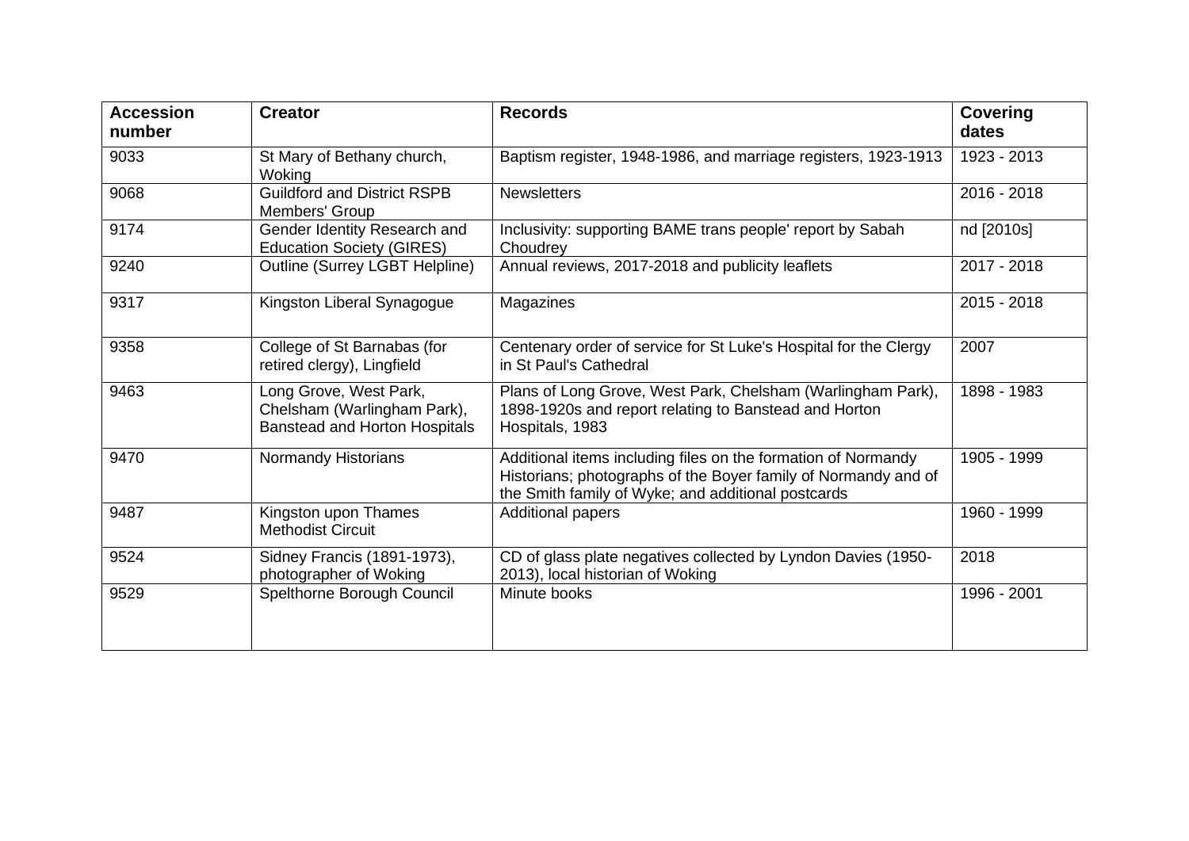| Accession number | Creator | Records | Covering dates |
| --- | --- | --- | --- |
| 9033 | St Mary of Bethany church, Woking | Baptism register, 1948-1986, and marriage registers, 1923-1913 | 1923 - 2013 |
| 9068 | Guildford and District RSPB Members' Group | Newsletters | 2016 - 2018 |
| 9174 | Gender Identity Research and Education Society (GIRES) | Inclusivity: supporting BAME trans people' report by Sabah Choudrey | nd [2010s] |
| 9240 | Outline (Surrey LGBT Helpline) | Annual reviews, 2017-2018 and publicity leaflets | 2017 - 2018 |
| 9317 | Kingston Liberal Synagogue | Magazines | 2015 - 2018 |
| 9358 | College of St Barnabas (for retired clergy), Lingfield | Centenary order of service for St Luke's Hospital for the Clergy in St Paul's Cathedral | 2007 |
| 9463 | Long Grove, West Park, Chelsham (Warlingham Park), Banstead and Horton Hospitals | Plans of Long Grove, West Park, Chelsham (Warlingham Park), 1898-1920s and report relating to Banstead and Horton Hospitals, 1983 | 1898 - 1983 |
| 9470 | Normandy Historians | Additional items including files on the formation of Normandy Historians; photographs of the Boyer family of Normandy and of the Smith family of Wyke; and additional postcards | 1905 - 1999 |
| 9487 | Kingston upon Thames Methodist Circuit | Additional papers | 1960 - 1999 |
| 9524 | Sidney Francis (1891-1973), photographer of Woking | CD of glass plate negatives collected by Lyndon Davies (1950-2013), local historian of Woking | 2018 |
| 9529 | Spelthorne Borough Council | Minute books | 1996 - 2001 |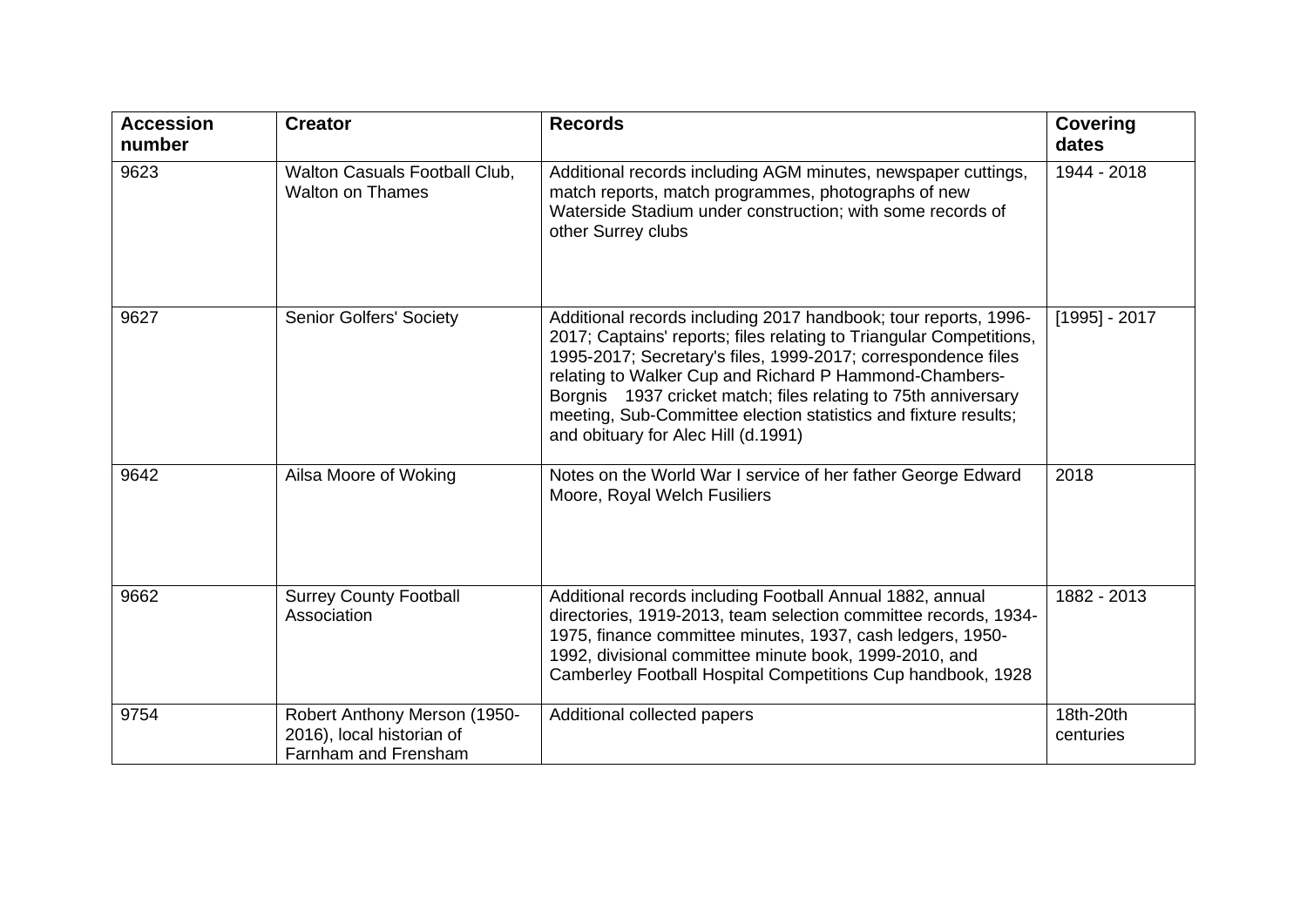| Accession number | Creator | Records | Covering dates |
| --- | --- | --- | --- |
| 9623 | Walton Casuals Football Club, Walton on Thames | Additional records including AGM minutes, newspaper cuttings, match reports, match programmes, photographs of new Waterside Stadium under construction; with some records of other Surrey clubs | 1944 - 2018 |
| 9627 | Senior Golfers' Society | Additional records including 2017 handbook; tour reports, 1996-2017; Captains' reports; files relating to Triangular Competitions, 1995-2017; Secretary's files, 1999-2017; correspondence files relating to Walker Cup and Richard P Hammond-Chambers-Borgnis 1937 cricket match; files relating to 75th anniversary meeting, Sub-Committee election statistics and fixture results; and obituary for Alec Hill (d.1991) | [1995] - 2017 |
| 9642 | Ailsa Moore of Woking | Notes on the World War I service of her father George Edward Moore, Royal Welch Fusiliers | 2018 |
| 9662 | Surrey County Football Association | Additional records including Football Annual 1882, annual directories, 1919-2013, team selection committee records, 1934-1975, finance committee minutes, 1937, cash ledgers, 1950-1992, divisional committee minute book, 1999-2010, and Camberley Football Hospital Competitions Cup handbook, 1928 | 1882 - 2013 |
| 9754 | Robert Anthony Merson (1950-2016), local historian of Farnham and Frensham | Additional collected papers | 18th-20th centuries |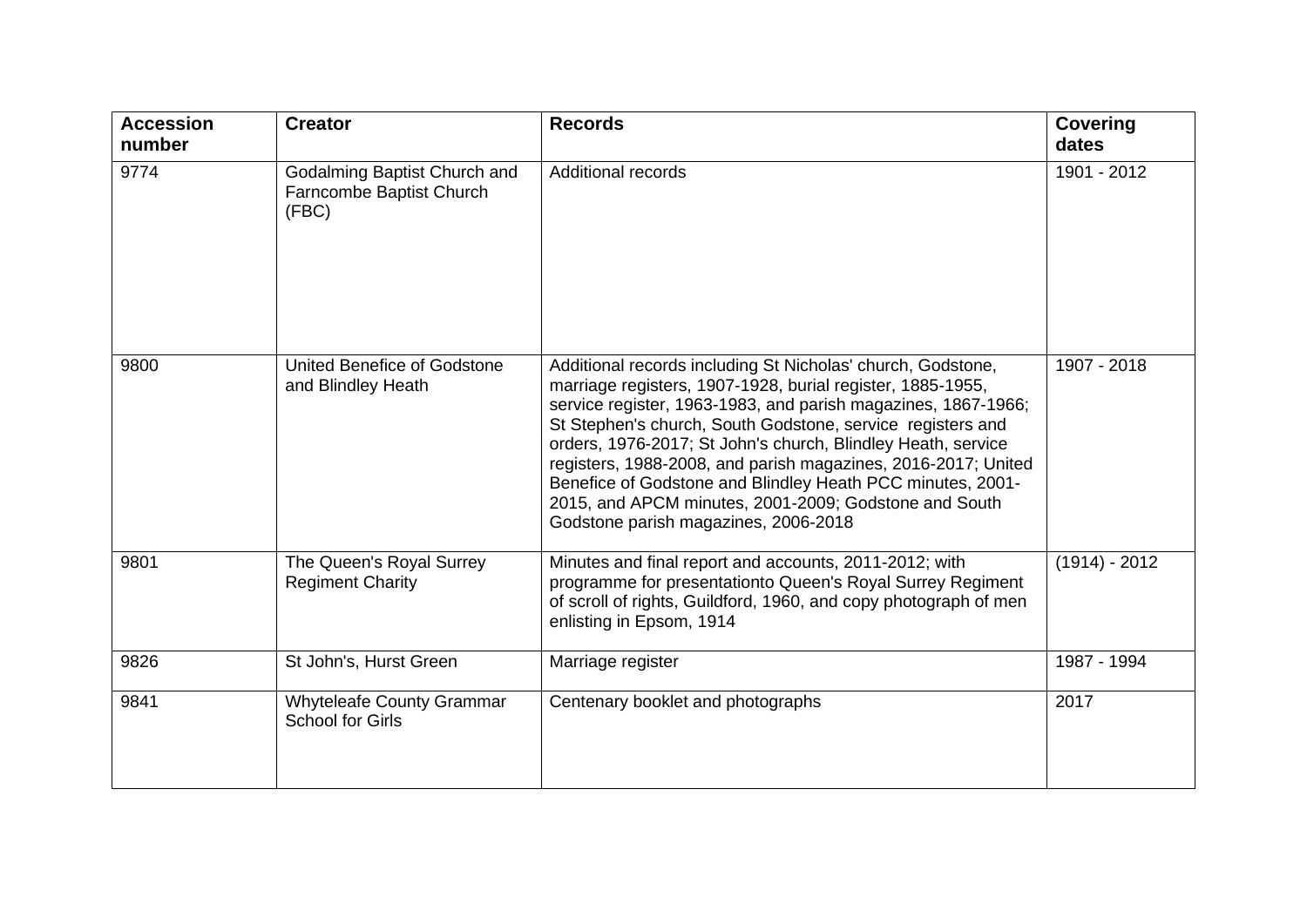| Accession number | Creator | Records | Covering dates |
| --- | --- | --- | --- |
| 9774 | Godalming Baptist Church and Farncombe Baptist Church (FBC) | Additional records | 1901 - 2012 |
| 9800 | United Benefice of Godstone and Blindley Heath | Additional records including St Nicholas' church, Godstone, marriage registers, 1907-1928, burial register, 1885-1955, service register, 1963-1983, and parish magazines, 1867-1966; St Stephen's church, South Godstone, service registers and orders, 1976-2017; St John's church, Blindley Heath, service registers, 1988-2008, and parish magazines, 2016-2017; United Benefice of Godstone and Blindley Heath PCC minutes, 2001-2015, and APCM minutes, 2001-2009; Godstone and South Godstone parish magazines, 2006-2018 | 1907 - 2018 |
| 9801 | The Queen's Royal Surrey Regiment Charity | Minutes and final report and accounts, 2011-2012; with programme for presentationto Queen's Royal Surrey Regiment of scroll of rights, Guildford, 1960, and copy photograph of men enlisting in Epsom, 1914 | (1914) - 2012 |
| 9826 | St John's, Hurst Green | Marriage register | 1987 - 1994 |
| 9841 | Whyteleafe County Grammar School for Girls | Centenary booklet and photographs | 2017 |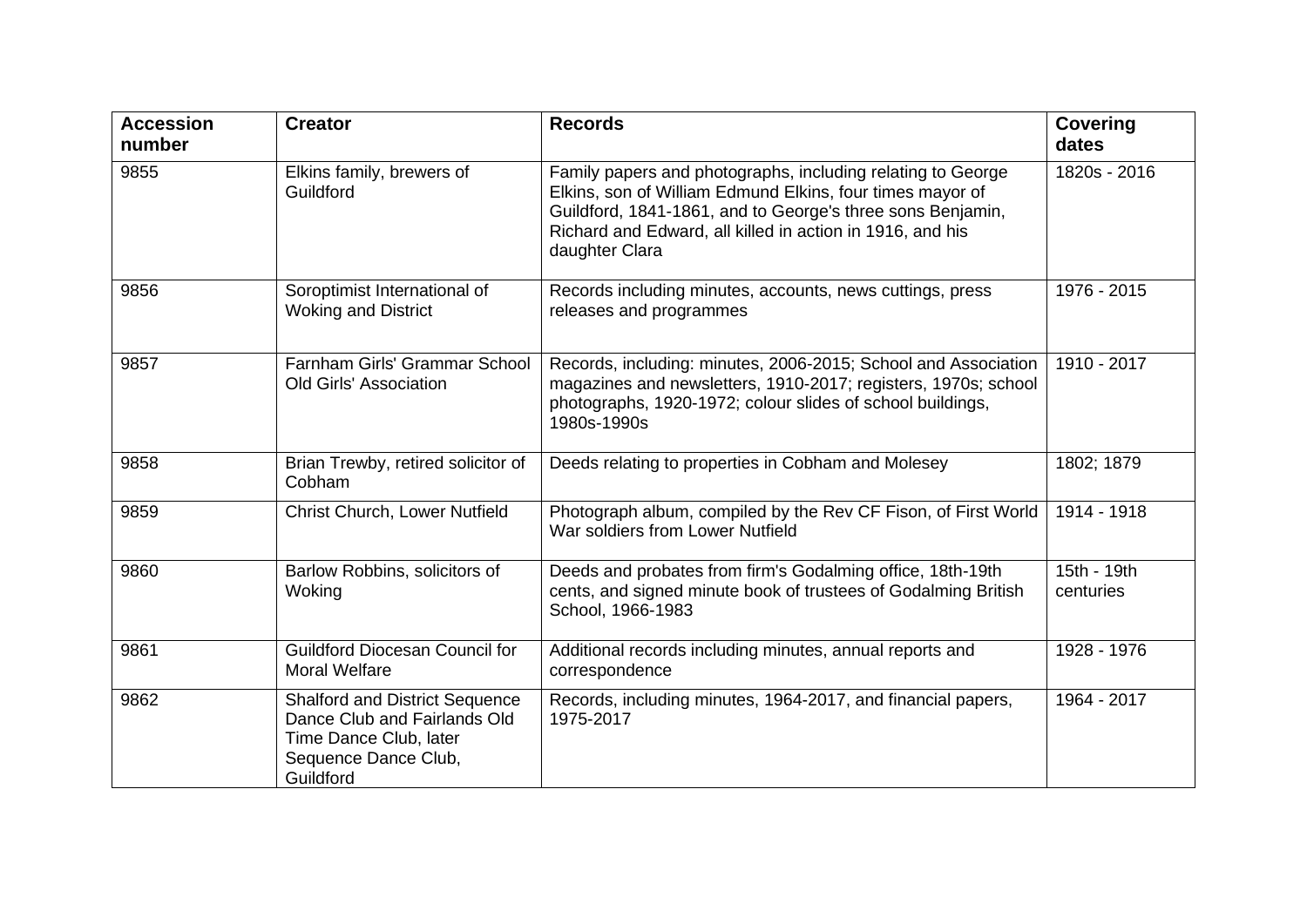| Accession number | Creator | Records | Covering dates |
|---|---|---|---|
| 9855 | Elkins family, brewers of Guildford | Family papers and photographs, including relating to George Elkins, son of William Edmund Elkins, four times mayor of Guildford, 1841-1861, and to George's three sons Benjamin, Richard and Edward, all killed in action in 1916, and his daughter Clara | 1820s - 2016 |
| 9856 | Soroptimist International of Woking and District | Records including minutes, accounts, news cuttings, press releases and programmes | 1976 - 2015 |
| 9857 | Farnham Girls' Grammar School Old Girls' Association | Records, including: minutes, 2006-2015; School and Association magazines and newsletters, 1910-2017; registers, 1970s; school photographs, 1920-1972; colour slides of school buildings, 1980s-1990s | 1910 - 2017 |
| 9858 | Brian Trewby, retired solicitor of Cobham | Deeds relating to properties in Cobham and Molesey | 1802; 1879 |
| 9859 | Christ Church, Lower Nutfield | Photograph album, compiled by the Rev CF Fison, of First World War soldiers from Lower Nutfield | 1914 - 1918 |
| 9860 | Barlow Robbins, solicitors of Woking | Deeds and probates from firm's Godalming office, 18th-19th cents, and signed minute book of trustees of Godalming British School, 1966-1983 | 15th - 19th centuries |
| 9861 | Guildford Diocesan Council for Moral Welfare | Additional records including minutes, annual reports and correspondence | 1928 - 1976 |
| 9862 | Shalford and District Sequence Dance Club and Fairlands Old Time Dance Club, later Sequence Dance Club, Guildford | Records, including minutes, 1964-2017, and financial papers, 1975-2017 | 1964 - 2017 |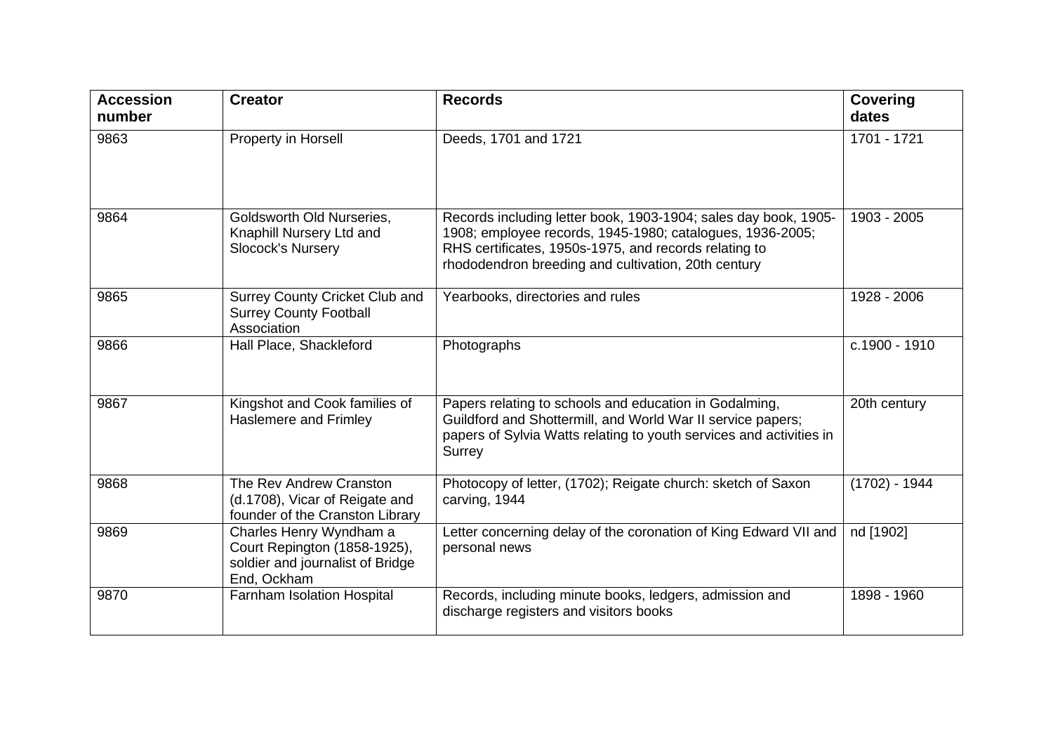| Accession number | Creator | Records | Covering dates |
|---|---|---|---|
| 9863 | Property in Horsell | Deeds, 1701 and 1721 | 1701 - 1721 |
| 9864 | Goldsworth Old Nurseries, Knaphill Nursery Ltd and Slocock's Nursery | Records including letter book, 1903-1904; sales day book, 1905-1908; employee records, 1945-1980; catalogues, 1936-2005; RHS certificates, 1950s-1975, and records relating to rhododendron breeding and cultivation, 20th century | 1903 - 2005 |
| 9865 | Surrey County Cricket Club and Surrey County Football Association | Yearbooks, directories and rules | 1928 - 2006 |
| 9866 | Hall Place, Shackleford | Photographs | c.1900 - 1910 |
| 9867 | Kingshot and Cook families of Haslemere and Frimley | Papers relating to schools and education in Godalming, Guildford and Shottermill, and World War II service papers; papers of Sylvia Watts relating to youth services and activities in Surrey | 20th century |
| 9868 | The Rev Andrew Cranston (d.1708), Vicar of Reigate and founder of the Cranston Library | Photocopy of letter, (1702); Reigate church: sketch of Saxon carving, 1944 | (1702) - 1944 |
| 9869 | Charles Henry Wyndham a Court Repington (1858-1925), soldier and journalist of Bridge End, Ockham | Letter concerning delay of the coronation of King Edward VII and personal news | nd [1902] |
| 9870 | Farnham Isolation Hospital | Records, including minute books, ledgers, admission and discharge registers and visitors books | 1898 - 1960 |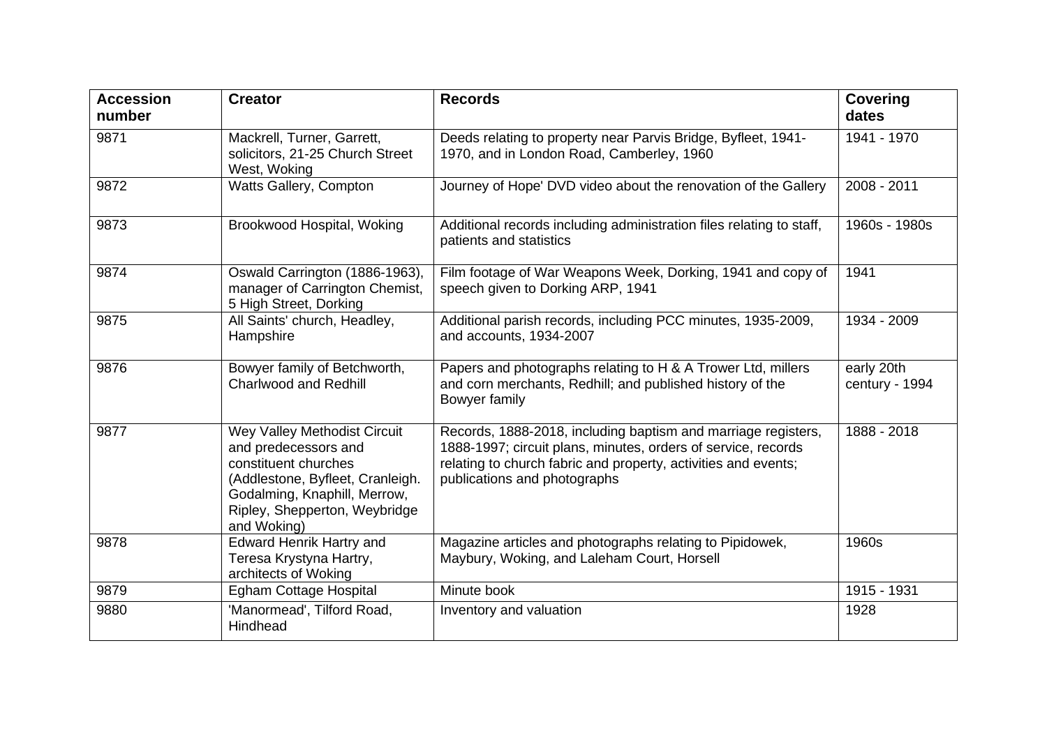| Accession number | Creator | Records | Covering dates |
|---|---|---|---|
| 9871 | Mackrell, Turner, Garrett, solicitors, 21-25 Church Street West, Woking | Deeds relating to property near Parvis Bridge, Byfleet, 1941-1970, and in London Road, Camberley, 1960 | 1941 - 1970 |
| 9872 | Watts Gallery, Compton | Journey of Hope' DVD video about the renovation of the Gallery | 2008 - 2011 |
| 9873 | Brookwood Hospital, Woking | Additional records including administration files relating to staff, patients and statistics | 1960s - 1980s |
| 9874 | Oswald Carrington (1886-1963), manager of Carrington Chemist, 5 High Street, Dorking | Film footage of War Weapons Week, Dorking, 1941 and copy of speech given to Dorking ARP, 1941 | 1941 |
| 9875 | All Saints' church, Headley, Hampshire | Additional parish records, including PCC minutes, 1935-2009, and accounts, 1934-2007 | 1934 - 2009 |
| 9876 | Bowyer family of Betchworth, Charlwood and Redhill | Papers and photographs relating to H & A Trower Ltd, millers and corn merchants, Redhill; and published history of the Bowyer family | early 20th century - 1994 |
| 9877 | Wey Valley Methodist Circuit and predecessors and constituent churches (Addlestone, Byfleet, Cranleigh. Godalming, Knaphill, Merrow, Ripley, Shepperton, Weybridge and Woking) | Records, 1888-2018, including baptism and marriage registers, 1888-1997; circuit plans, minutes, orders of service, records relating to church fabric and property, activities and events; publications and photographs | 1888 - 2018 |
| 9878 | Edward Henrik Hartry and Teresa Krystyna Hartry, architects of Woking | Magazine articles and photographs relating to Pipidowek, Maybury, Woking, and Laleham Court, Horsell | 1960s |
| 9879 | Egham Cottage Hospital | Minute book | 1915 - 1931 |
| 9880 | 'Manormead', Tilford Road, Hindhead | Inventory and valuation | 1928 |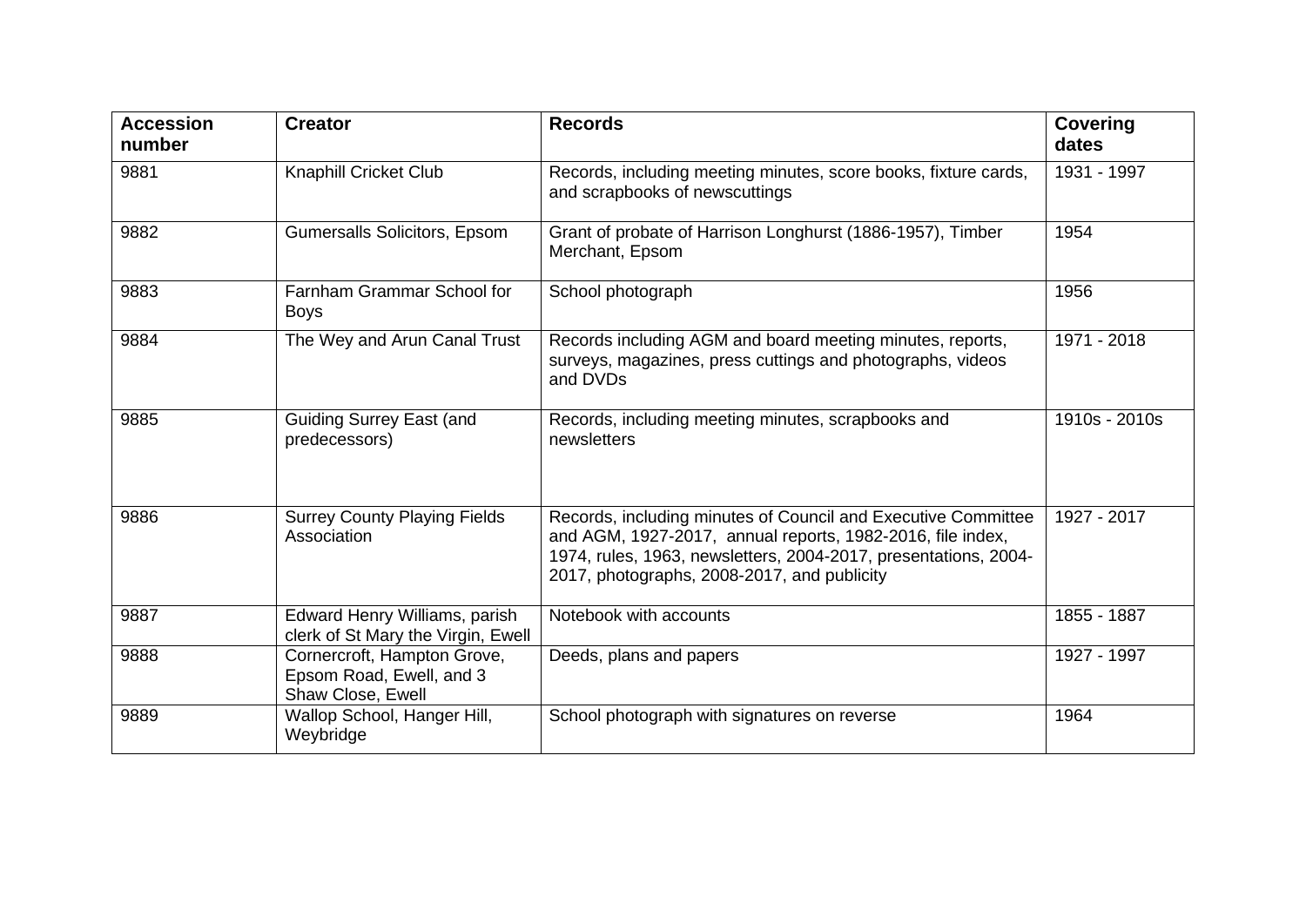| Accession number | Creator | Records | Covering dates |
| --- | --- | --- | --- |
| 9881 | Knaphill Cricket Club | Records, including meeting minutes, score books, fixture cards, and scrapbooks of newscuttings | 1931 - 1997 |
| 9882 | Gumersalls Solicitors, Epsom | Grant of probate of Harrison Longhurst (1886-1957), Timber Merchant, Epsom | 1954 |
| 9883 | Farnham Grammar School for Boys | School photograph | 1956 |
| 9884 | The Wey and Arun Canal Trust | Records including AGM and board meeting minutes, reports, surveys, magazines, press cuttings and photographs, videos and DVDs | 1971 - 2018 |
| 9885 | Guiding Surrey East (and predecessors) | Records, including meeting minutes, scrapbooks and newsletters | 1910s - 2010s |
| 9886 | Surrey County Playing Fields Association | Records, including minutes of Council and Executive Committee and AGM, 1927-2017, annual reports, 1982-2016, file index, 1974, rules, 1963, newsletters, 2004-2017, presentations, 2004-2017, photographs, 2008-2017, and publicity | 1927 - 2017 |
| 9887 | Edward Henry Williams, parish clerk of St Mary the Virgin, Ewell | Notebook with accounts | 1855 - 1887 |
| 9888 | Cornercroft, Hampton Grove, Epsom Road, Ewell, and 3 Shaw Close, Ewell | Deeds, plans and papers | 1927 - 1997 |
| 9889 | Wallop School, Hanger Hill, Weybridge | School photograph with signatures on reverse | 1964 |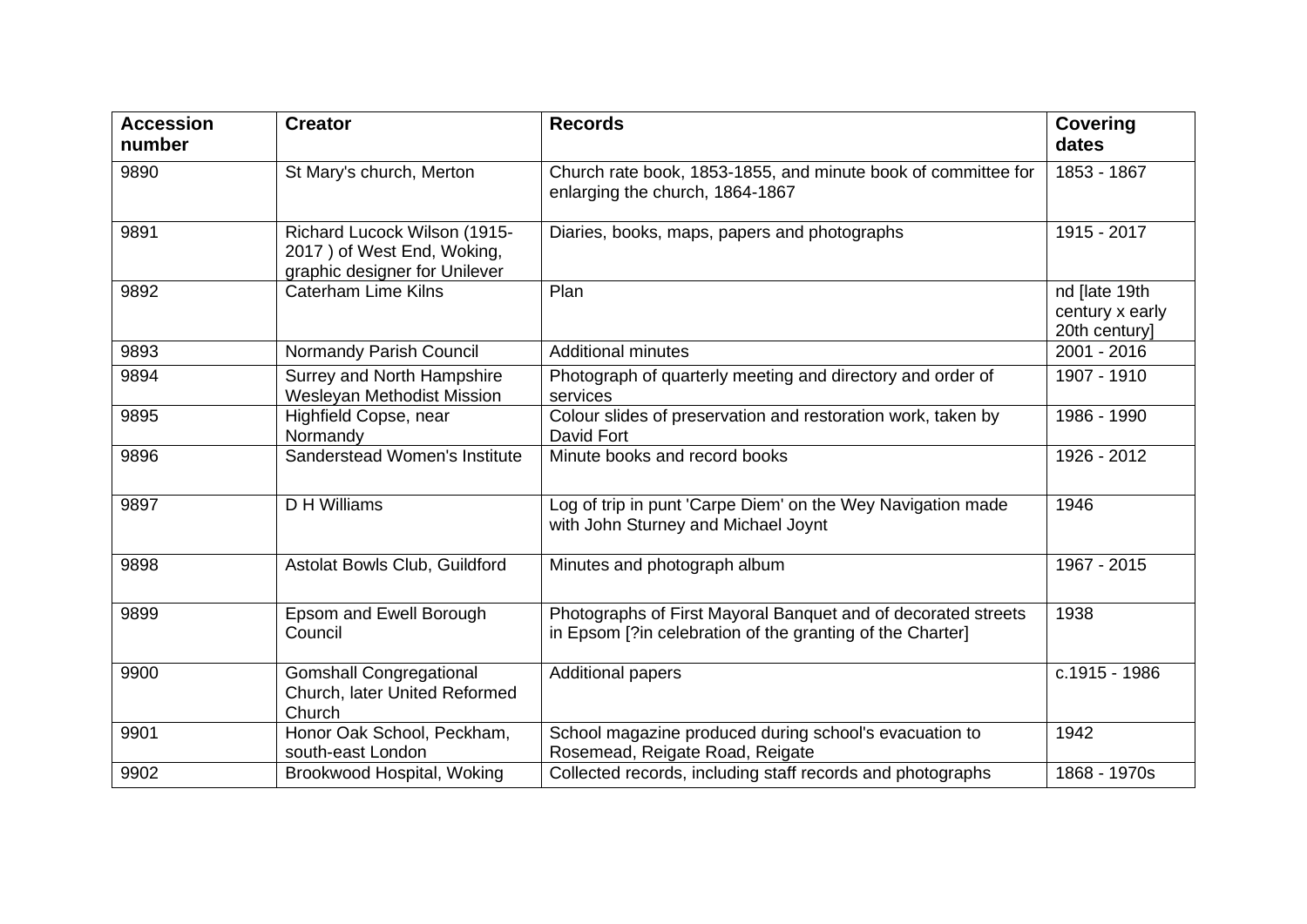| Accession number | Creator | Records | Covering dates |
|---|---|---|---|
| 9890 | St Mary's church, Merton | Church rate book, 1853-1855, and minute book of committee for enlarging the church, 1864-1867 | 1853 - 1867 |
| 9891 | Richard Lucock Wilson (1915-2017 ) of West End, Woking, graphic designer for Unilever | Diaries, books, maps, papers and photographs | 1915 - 2017 |
| 9892 | Caterham Lime Kilns | Plan | nd [late 19th century x early 20th century] |
| 9893 | Normandy Parish Council | Additional minutes | 2001 - 2016 |
| 9894 | Surrey and North Hampshire Wesleyan Methodist Mission | Photograph of quarterly meeting and directory and order of services | 1907 - 1910 |
| 9895 | Highfield Copse, near Normandy | Colour slides of preservation and restoration work, taken by David Fort | 1986 - 1990 |
| 9896 | Sanderstead Women's Institute | Minute books and record books | 1926 - 2012 |
| 9897 | D H Williams | Log of trip in punt 'Carpe Diem' on the Wey Navigation made with John Sturney and Michael Joynt | 1946 |
| 9898 | Astolat Bowls Club, Guildford | Minutes and photograph album | 1967 - 2015 |
| 9899 | Epsom and Ewell Borough Council | Photographs of First Mayoral Banquet and of decorated streets in Epsom [?in celebration of the granting of the Charter] | 1938 |
| 9900 | Gomshall Congregational Church, later United Reformed Church | Additional papers | c.1915 - 1986 |
| 9901 | Honor Oak School, Peckham, south-east London | School magazine produced during school's evacuation to Rosemead, Reigate Road, Reigate | 1942 |
| 9902 | Brookwood Hospital, Woking | Collected records, including staff records and photographs | 1868 - 1970s |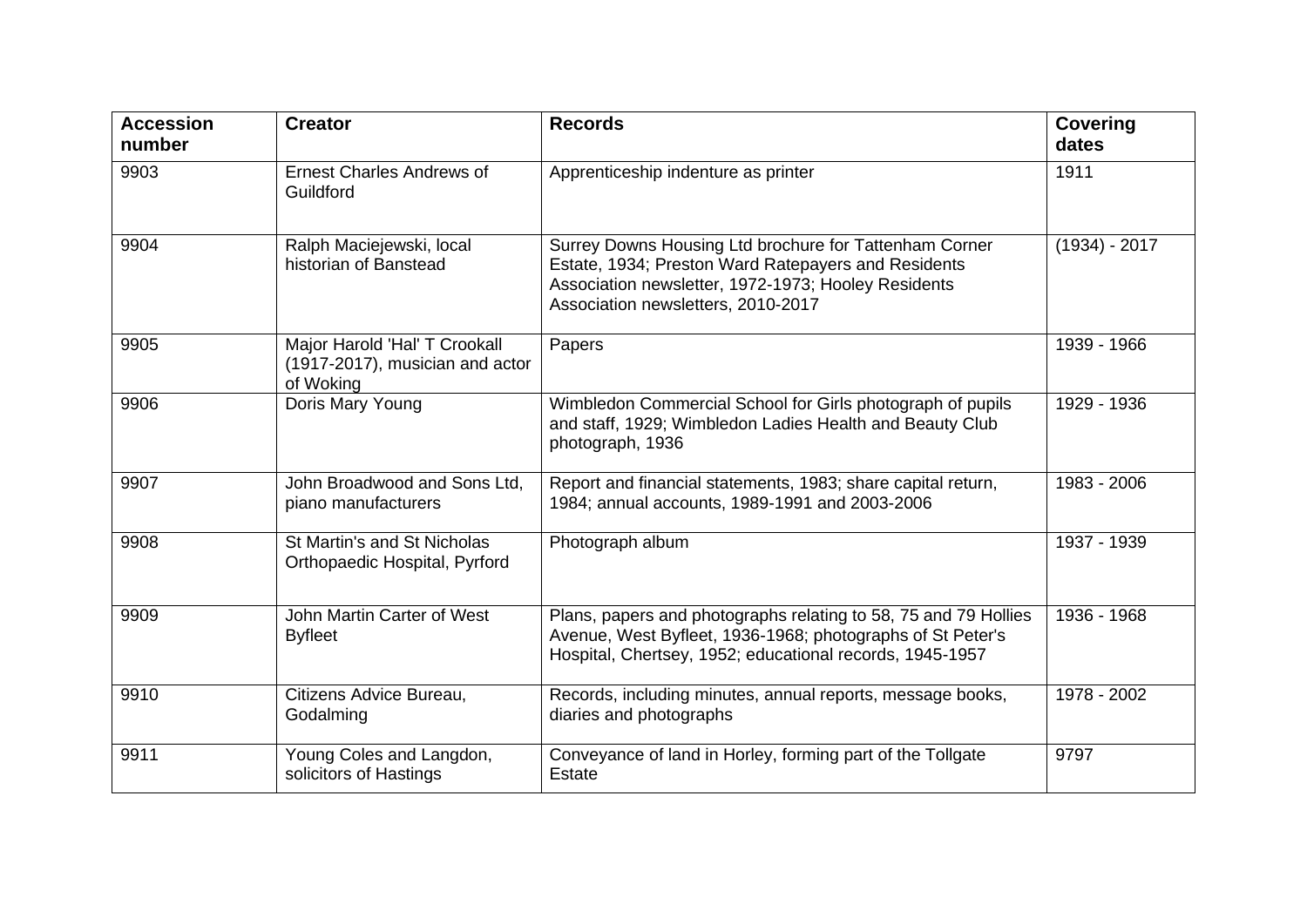| Accession number | Creator | Records | Covering dates |
|---|---|---|---|
| 9903 | Ernest Charles Andrews of Guildford | Apprenticeship indenture as printer | 1911 |
| 9904 | Ralph Maciejewski, local historian of Banstead | Surrey Downs Housing Ltd brochure for Tattenham Corner Estate, 1934; Preston Ward Ratepayers and Residents Association newsletter, 1972-1973; Hooley Residents Association newsletters, 2010-2017 | (1934) - 2017 |
| 9905 | Major Harold 'Hal' T Crookall (1917-2017), musician and actor of Woking | Papers | 1939 - 1966 |
| 9906 | Doris Mary Young | Wimbledon Commercial School for Girls photograph of pupils and staff, 1929; Wimbledon Ladies Health and Beauty Club photograph, 1936 | 1929 - 1936 |
| 9907 | John Broadwood and Sons Ltd, piano manufacturers | Report and financial statements, 1983; share capital return, 1984; annual accounts, 1989-1991 and 2003-2006 | 1983 - 2006 |
| 9908 | St Martin's and St Nicholas Orthopaedic Hospital, Pyrford | Photograph album | 1937 - 1939 |
| 9909 | John Martin Carter of West Byfleet | Plans, papers and photographs relating to 58, 75 and 79 Hollies Avenue, West Byfleet, 1936-1968; photographs of St Peter's Hospital, Chertsey, 1952; educational records, 1945-1957 | 1936 - 1968 |
| 9910 | Citizens Advice Bureau, Godalming | Records, including minutes, annual reports, message books, diaries and photographs | 1978 - 2002 |
| 9911 | Young Coles and Langdon, solicitors of Hastings | Conveyance of land in Horley, forming part of the Tollgate Estate | 9797 |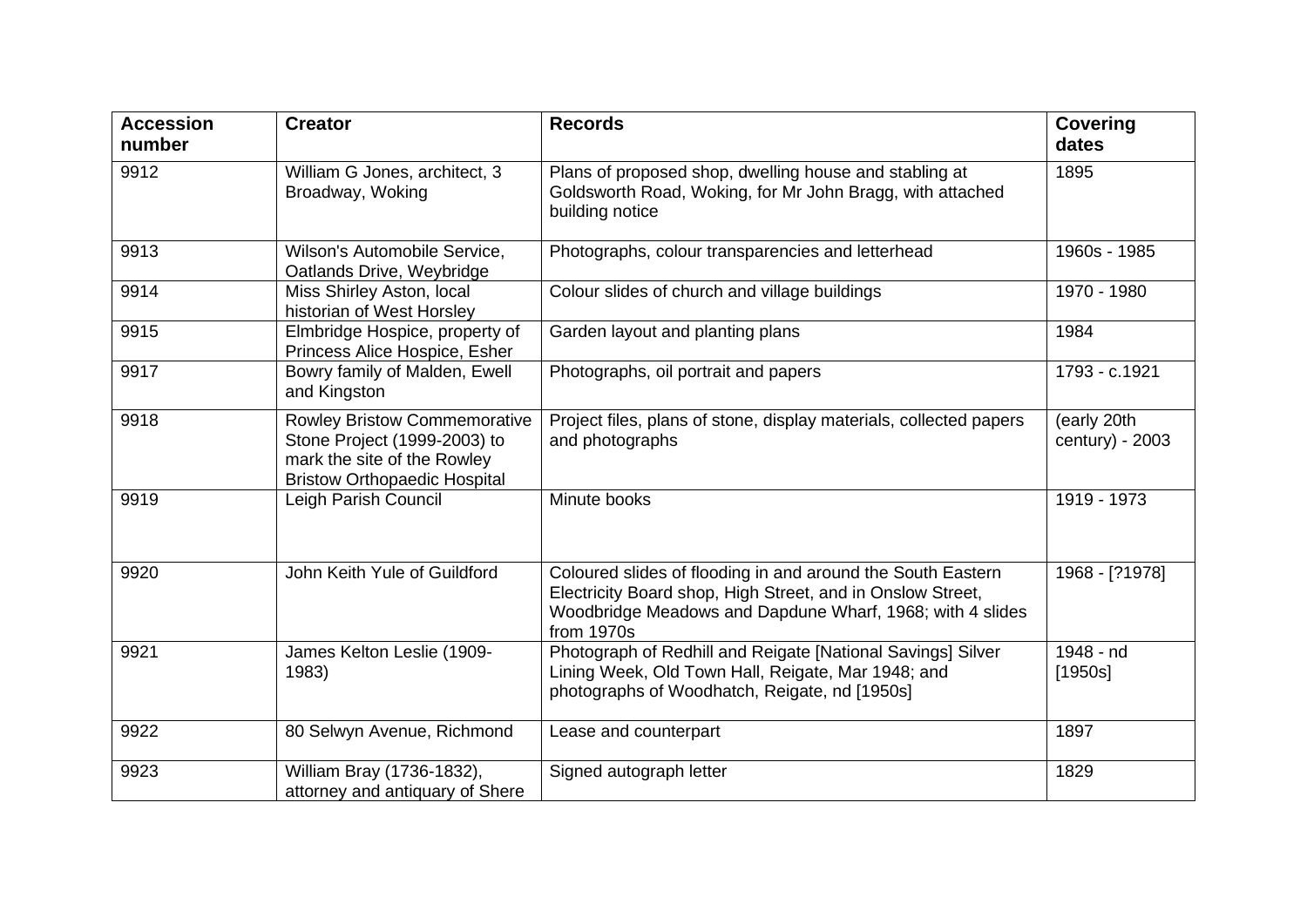| Accession number | Creator | Records | Covering dates |
| --- | --- | --- | --- |
| 9912 | William G Jones, architect, 3 Broadway, Woking | Plans of proposed shop, dwelling house and stabling at Goldsworth Road, Woking, for Mr John Bragg, with attached building notice | 1895 |
| 9913 | Wilson's Automobile Service, Oatlands Drive, Weybridge | Photographs, colour transparencies and letterhead | 1960s - 1985 |
| 9914 | Miss Shirley Aston, local historian of West Horsley | Colour slides of church and village buildings | 1970 - 1980 |
| 9915 | Elmbridge Hospice, property of Princess Alice Hospice, Esher | Garden layout and planting plans | 1984 |
| 9917 | Bowry family of Malden, Ewell and Kingston | Photographs, oil portrait and papers | 1793 - c.1921 |
| 9918 | Rowley Bristow Commemorative Stone Project (1999-2003) to mark the site of the Rowley Bristow Orthopaedic Hospital | Project files, plans of stone, display materials, collected papers and photographs | (early 20th century) - 2003 |
| 9919 | Leigh Parish Council | Minute books | 1919 - 1973 |
| 9920 | John Keith Yule of Guildford | Coloured slides of flooding in and around the South Eastern Electricity Board shop, High Street, and in Onslow Street, Woodbridge Meadows and Dapdune Wharf, 1968; with 4 slides from 1970s | 1968 - [?1978] |
| 9921 | James Kelton Leslie (1909-1983) | Photograph of Redhill and Reigate [National Savings] Silver Lining Week, Old Town Hall, Reigate, Mar 1948; and photographs of Woodhatch, Reigate, nd [1950s] | 1948 - nd [1950s] |
| 9922 | 80 Selwyn Avenue, Richmond | Lease and counterpart | 1897 |
| 9923 | William Bray (1736-1832), attorney and antiquary of Shere | Signed autograph letter | 1829 |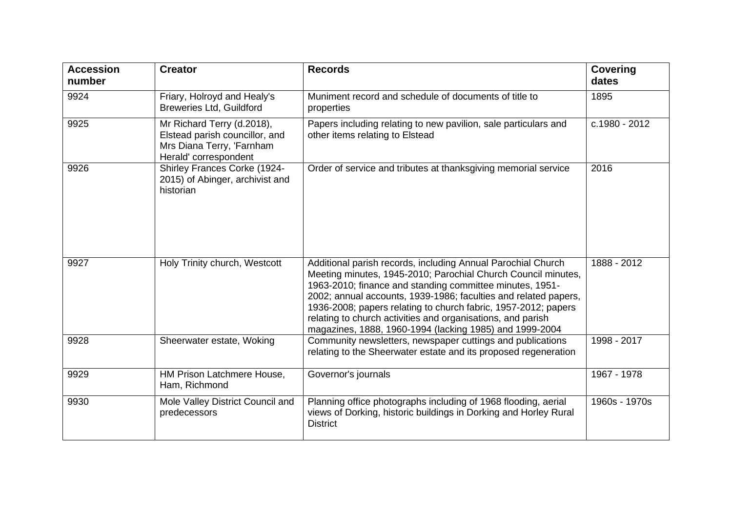| Accession number | Creator | Records | Covering dates |
|---|---|---|---|
| 9924 | Friary, Holroyd and Healy's Breweries Ltd, Guildford | Muniment record and schedule of documents of title to properties | 1895 |
| 9925 | Mr Richard Terry (d.2018), Elstead parish councillor, and Mrs Diana Terry, 'Farnham Herald' correspondent | Papers including relating to new pavilion, sale particulars and other items relating to Elstead | c.1980 - 2012 |
| 9926 | Shirley Frances Corke (1924-2015) of Abinger, archivist and historian | Order of service and tributes at thanksgiving memorial service | 2016 |
| 9927 | Holy Trinity church, Westcott | Additional parish records, including Annual Parochial Church Meeting minutes, 1945-2010; Parochial Church Council minutes, 1963-2010; finance and standing committee minutes, 1951-2002; annual accounts, 1939-1986; faculties and related papers, 1936-2008; papers relating to church fabric, 1957-2012; papers relating to church activities and organisations, and parish magazines, 1888, 1960-1994 (lacking 1985) and 1999-2004 | 1888 - 2012 |
| 9928 | Sheerwater estate, Woking | Community newsletters, newspaper cuttings and publications relating to the Sheerwater estate and its proposed regeneration | 1998 - 2017 |
| 9929 | HM Prison Latchmere House, Ham, Richmond | Governor's journals | 1967 - 1978 |
| 9930 | Mole Valley District Council and predecessors | Planning office photographs including of 1968 flooding, aerial views of Dorking, historic buildings in Dorking and Horley Rural District | 1960s - 1970s |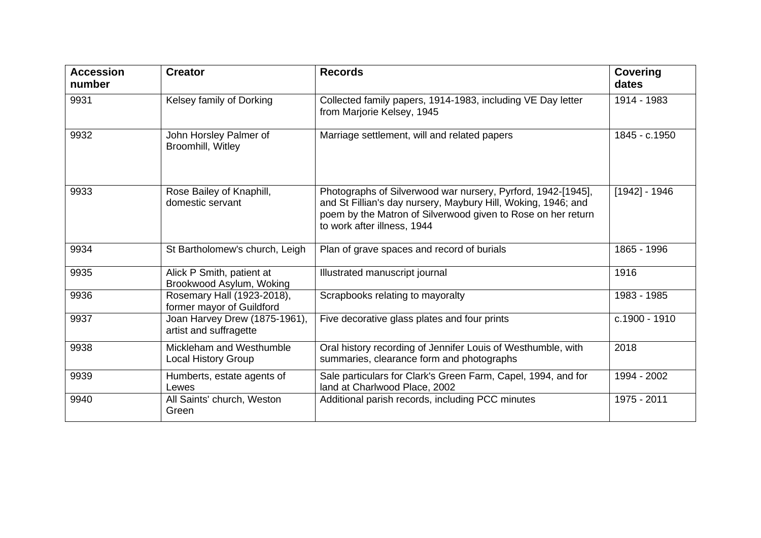| Accession number | Creator | Records | Covering dates |
| --- | --- | --- | --- |
| 9931 | Kelsey family of Dorking | Collected family papers, 1914-1983, including VE Day letter from Marjorie Kelsey, 1945 | 1914 - 1983 |
| 9932 | John Horsley Palmer of Broomhill, Witley | Marriage settlement, will and related papers | 1845 - c.1950 |
| 9933 | Rose Bailey of Knaphill, domestic servant | Photographs of Silverwood war nursery, Pyrford, 1942-[1945], and St Fillian's day nursery, Maybury Hill, Woking, 1946; and poem by the Matron of Silverwood given to Rose on her return to work after illness, 1944 | [1942] - 1946 |
| 9934 | St Bartholomew's church, Leigh | Plan of grave spaces and record of burials | 1865 - 1996 |
| 9935 | Alick P Smith, patient at Brookwood Asylum, Woking | Illustrated manuscript journal | 1916 |
| 9936 | Rosemary Hall (1923-2018), former mayor of Guildford | Scrapbooks relating to mayoralty | 1983 - 1985 |
| 9937 | Joan Harvey Drew (1875-1961), artist and suffragette | Five decorative glass plates and four prints | c.1900 - 1910 |
| 9938 | Mickleham and Westhumble Local History Group | Oral history recording of Jennifer Louis of Westhumble, with summaries, clearance form and photographs | 2018 |
| 9939 | Humberts, estate agents of Lewes | Sale particulars for Clark's Green Farm, Capel, 1994, and for land at Charlwood Place, 2002 | 1994 - 2002 |
| 9940 | All Saints' church, Weston Green | Additional parish records, including PCC minutes | 1975 - 2011 |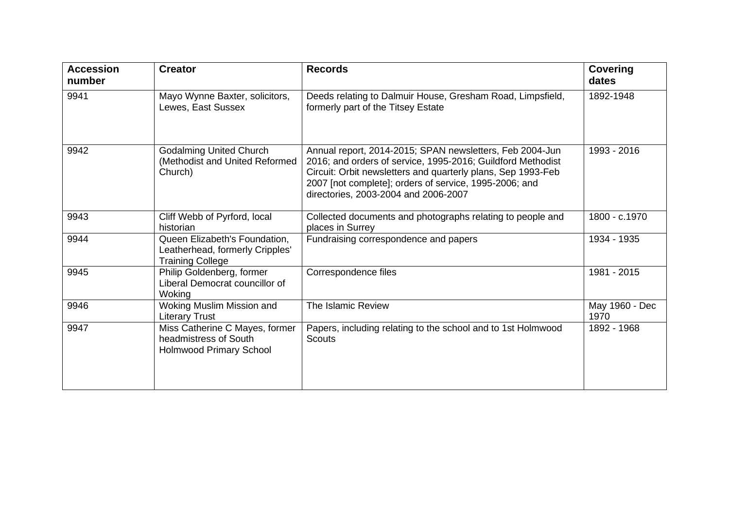| Accession number | Creator | Records | Covering dates |
|---|---|---|---|
| 9941 | Mayo Wynne Baxter, solicitors, Lewes, East Sussex | Deeds relating to Dalmuir House, Gresham Road, Limpsfield, formerly part of the Titsey Estate | 1892-1948 |
| 9942 | Godalming United Church (Methodist and United Reformed Church) | Annual report, 2014-2015; SPAN newsletters, Feb 2004-Jun 2016; and orders of service, 1995-2016; Guildford Methodist Circuit: Orbit newsletters and quarterly plans, Sep 1993-Feb 2007 [not complete]; orders of service, 1995-2006; and directories, 2003-2004 and 2006-2007 | 1993 - 2016 |
| 9943 | Cliff Webb of Pyrford, local historian | Collected documents and photographs relating to people and places in Surrey | 1800 - c.1970 |
| 9944 | Queen Elizabeth's Foundation, Leatherhead, formerly Cripples' Training College | Fundraising correspondence and papers | 1934 - 1935 |
| 9945 | Philip Goldenberg, former Liberal Democrat councillor of Woking | Correspondence files | 1981 - 2015 |
| 9946 | Woking Muslim Mission and Literary Trust | The Islamic Review | May 1960 - Dec 1970 |
| 9947 | Miss Catherine C Mayes, former headmistress of South Holmwood Primary School | Papers, including relating to the school and to 1st Holmwood Scouts | 1892 - 1968 |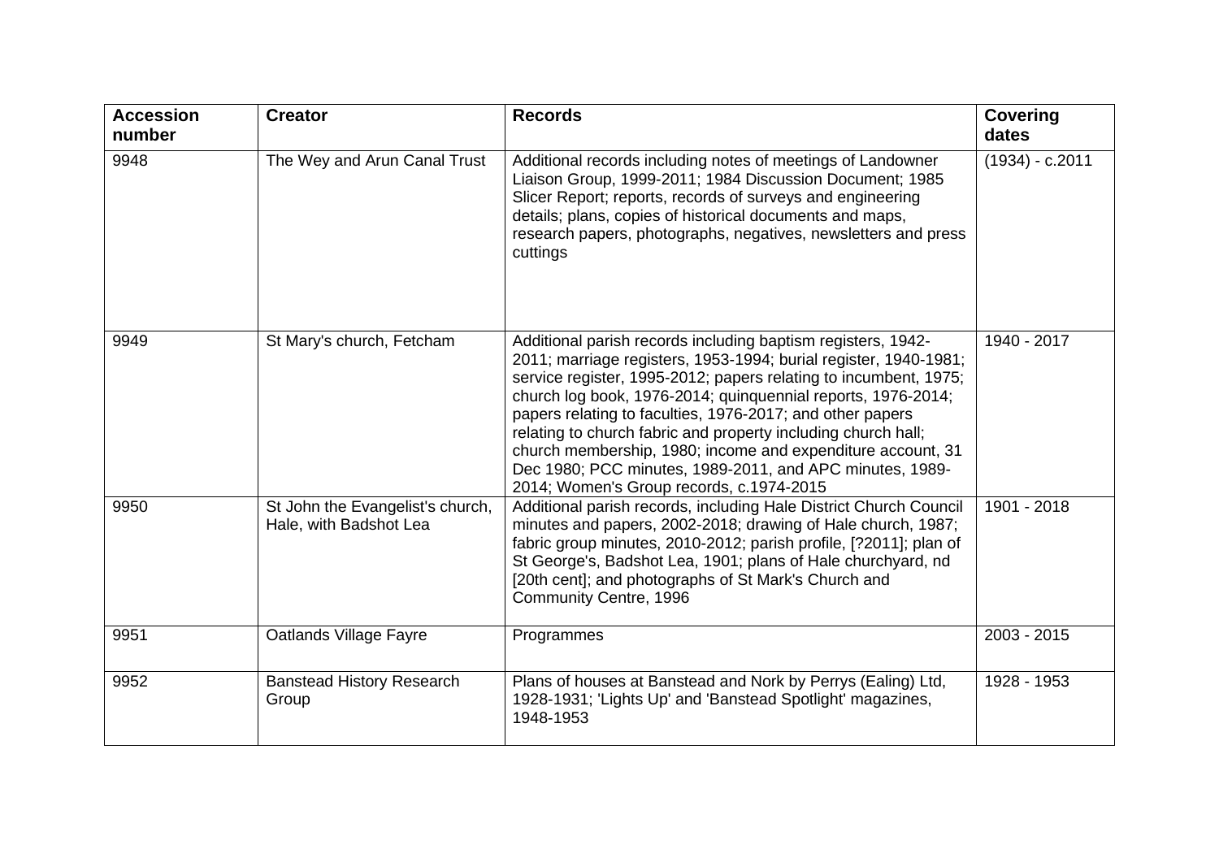| Accession number | Creator | Records | Covering dates |
| --- | --- | --- | --- |
| 9948 | The Wey and Arun Canal Trust | Additional records including notes of meetings of Landowner Liaison Group, 1999-2011; 1984 Discussion Document; 1985 Slicer Report; reports, records of surveys and engineering details; plans, copies of historical documents and maps, research papers, photographs, negatives, newsletters and press cuttings | (1934) - c.2011 |
| 9949 | St Mary's church, Fetcham | Additional parish records including baptism registers, 1942-2011; marriage registers, 1953-1994; burial register, 1940-1981; service register, 1995-2012; papers relating to incumbent, 1975; church log book, 1976-2014; quinquennial reports, 1976-2014; papers relating to faculties, 1976-2017; and other papers relating to church fabric and property including church hall; church membership, 1980; income and expenditure account, 31 Dec 1980; PCC minutes, 1989-2011, and APC minutes, 1989-2014; Women's Group records, c.1974-2015 | 1940 - 2017 |
| 9950 | St John the Evangelist's church, Hale, with Badshot Lea | Additional parish records, including Hale District Church Council minutes and papers, 2002-2018; drawing of Hale church, 1987; fabric group minutes, 2010-2012; parish profile, [?2011]; plan of St George's, Badshot Lea, 1901; plans of Hale churchyard, nd [20th cent]; and photographs of St Mark's Church and Community Centre, 1996 | 1901 - 2018 |
| 9951 | Oatlands Village Fayre | Programmes | 2003 - 2015 |
| 9952 | Banstead History Research Group | Plans of houses at Banstead and Nork by Perrys (Ealing) Ltd, 1928-1931; 'Lights Up' and 'Banstead Spotlight' magazines, 1948-1953 | 1928 - 1953 |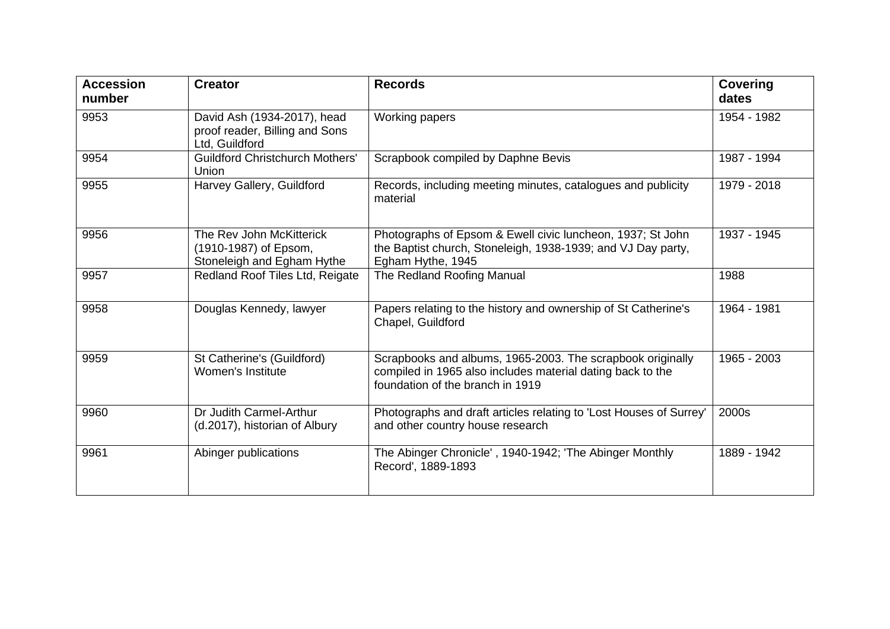| Accession number | Creator | Records | Covering dates |
| --- | --- | --- | --- |
| 9953 | David Ash (1934-2017), head proof reader, Billing and Sons Ltd, Guildford | Working papers | 1954 - 1982 |
| 9954 | Guildford Christchurch Mothers' Union | Scrapbook compiled by Daphne Bevis | 1987 - 1994 |
| 9955 | Harvey Gallery, Guildford | Records, including meeting minutes, catalogues and publicity material | 1979 - 2018 |
| 9956 | The Rev John McKitterick (1910-1987) of Epsom, Stoneleigh and Egham Hythe | Photographs of Epsom & Ewell civic luncheon, 1937; St John the Baptist church, Stoneleigh, 1938-1939; and VJ Day party, Egham Hythe, 1945 | 1937 - 1945 |
| 9957 | Redland Roof Tiles Ltd, Reigate | The Redland Roofing Manual | 1988 |
| 9958 | Douglas Kennedy, lawyer | Papers relating to the history and ownership of St Catherine's Chapel, Guildford | 1964 - 1981 |
| 9959 | St Catherine's (Guildford) Women's Institute | Scrapbooks and albums, 1965-2003. The scrapbook originally compiled in 1965 also includes material dating back to the foundation of the branch in 1919 | 1965 - 2003 |
| 9960 | Dr Judith Carmel-Arthur (d.2017), historian of Albury | Photographs and draft articles relating to 'Lost Houses of Surrey' and other country house research | 2000s |
| 9961 | Abinger publications | The Abinger Chronicle' , 1940-1942; 'The Abinger Monthly Record', 1889-1893 | 1889 - 1942 |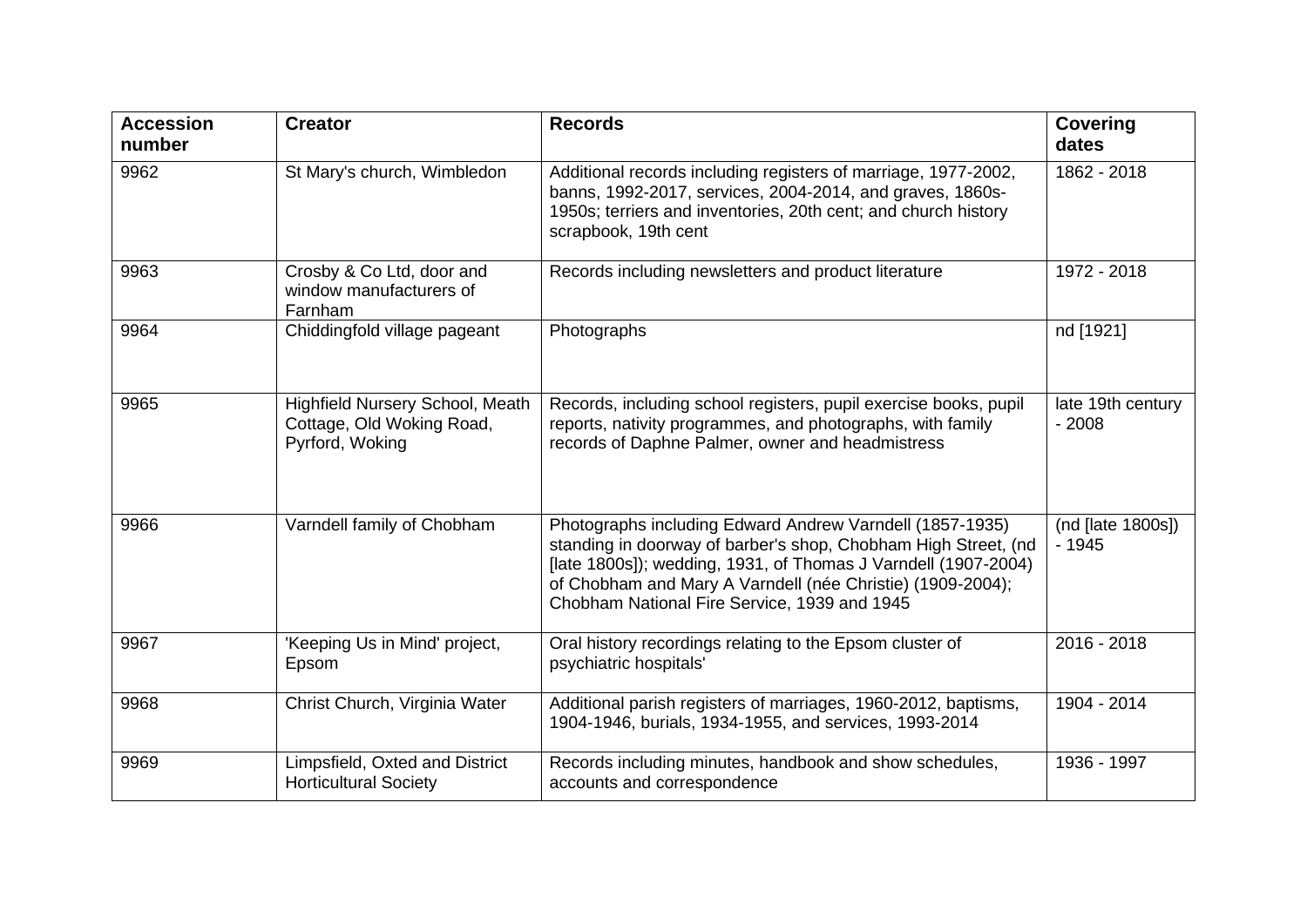| Accession number | Creator | Records | Covering dates |
|---|---|---|---|
| 9962 | St Mary's church, Wimbledon | Additional records including registers of marriage, 1977-2002, banns, 1992-2017, services, 2004-2014, and graves, 1860s-1950s; terriers and inventories, 20th cent; and church history scrapbook, 19th cent | 1862 - 2018 |
| 9963 | Crosby & Co Ltd, door and window manufacturers of Farnham | Records including newsletters and product literature | 1972 - 2018 |
| 9964 | Chiddingfold village pageant | Photographs | nd [1921] |
| 9965 | Highfield Nursery School, Meath Cottage, Old Woking Road, Pyrford, Woking | Records, including school registers, pupil exercise books, pupil reports, nativity programmes, and photographs, with family records of Daphne Palmer, owner and headmistress | late 19th century - 2008 |
| 9966 | Varndell family of Chobham | Photographs including Edward Andrew Varndell (1857-1935) standing in doorway of barber's shop, Chobham High Street, (nd [late 1800s]); wedding, 1931, of Thomas J Varndell (1907-2004) of Chobham and Mary A Varndell (née Christie) (1909-2004); Chobham National Fire Service, 1939 and 1945 | (nd [late 1800s]) - 1945 |
| 9967 | 'Keeping Us in Mind' project, Epsom | Oral history recordings relating to the Epsom cluster of psychiatric hospitals' | 2016 - 2018 |
| 9968 | Christ Church, Virginia Water | Additional parish registers of marriages, 1960-2012, baptisms, 1904-1946, burials, 1934-1955, and services, 1993-2014 | 1904 - 2014 |
| 9969 | Limpsfield, Oxted and District Horticultural Society | Records including minutes, handbook and show schedules, accounts and correspondence | 1936 - 1997 |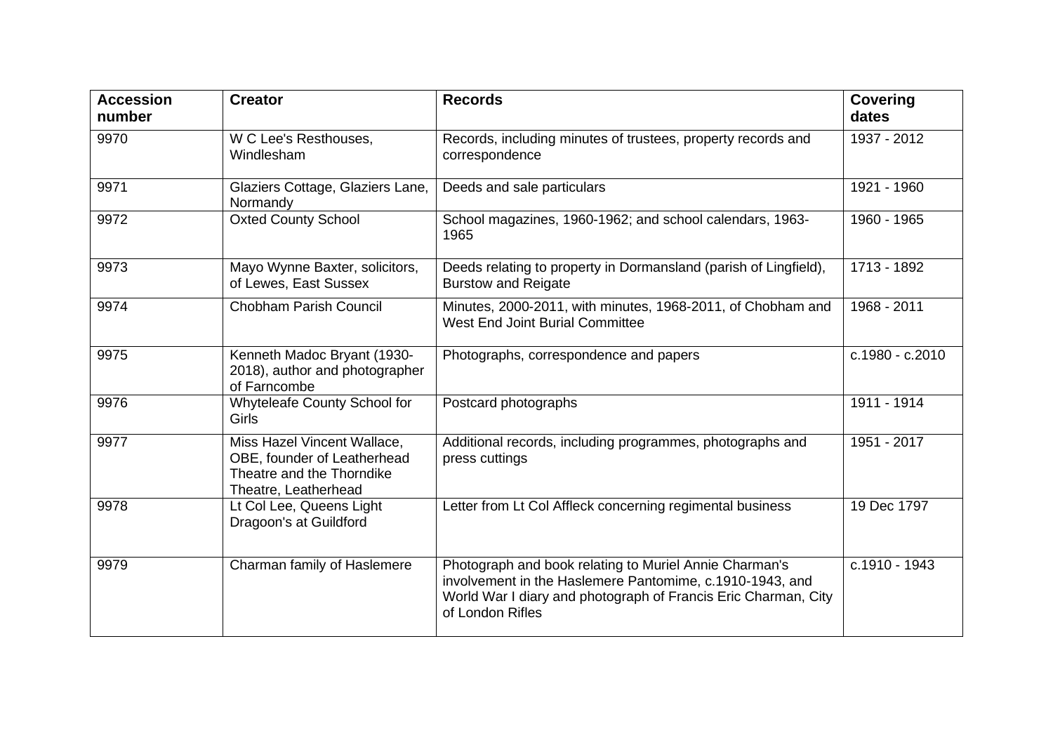| Accession number | Creator | Records | Covering dates |
|---|---|---|---|
| 9970 | W C Lee's Resthouses, Windlesham | Records, including minutes of trustees, property records and correspondence | 1937 - 2012 |
| 9971 | Glaziers Cottage, Glaziers Lane, Normandy | Deeds and sale particulars | 1921 - 1960 |
| 9972 | Oxted County School | School magazines, 1960-1962; and school calendars, 1963-1965 | 1960 - 1965 |
| 9973 | Mayo Wynne Baxter, solicitors, of Lewes, East Sussex | Deeds relating to property in Dormansland (parish of Lingfield), Burstow and Reigate | 1713 - 1892 |
| 9974 | Chobham Parish Council | Minutes, 2000-2011, with minutes, 1968-2011, of Chobham and West End Joint Burial Committee | 1968 - 2011 |
| 9975 | Kenneth Madoc Bryant (1930-2018), author and photographer of Farncombe | Photographs, correspondence and papers | c.1980 - c.2010 |
| 9976 | Whyteleafe County School for Girls | Postcard photographs | 1911 - 1914 |
| 9977 | Miss Hazel Vincent Wallace, OBE, founder of Leatherhead Theatre and the Thorndike Theatre, Leatherhead | Additional records, including programmes, photographs and press cuttings | 1951 - 2017 |
| 9978 | Lt Col Lee, Queens Light Dragoon's at Guildford | Letter from Lt Col Affleck concerning regimental business | 19 Dec 1797 |
| 9979 | Charman family of Haslemere | Photograph and book relating to Muriel Annie Charman's involvement in the Haslemere Pantomime, c.1910-1943, and World War I diary and photograph of Francis Eric Charman, City of London Rifles | c.1910 - 1943 |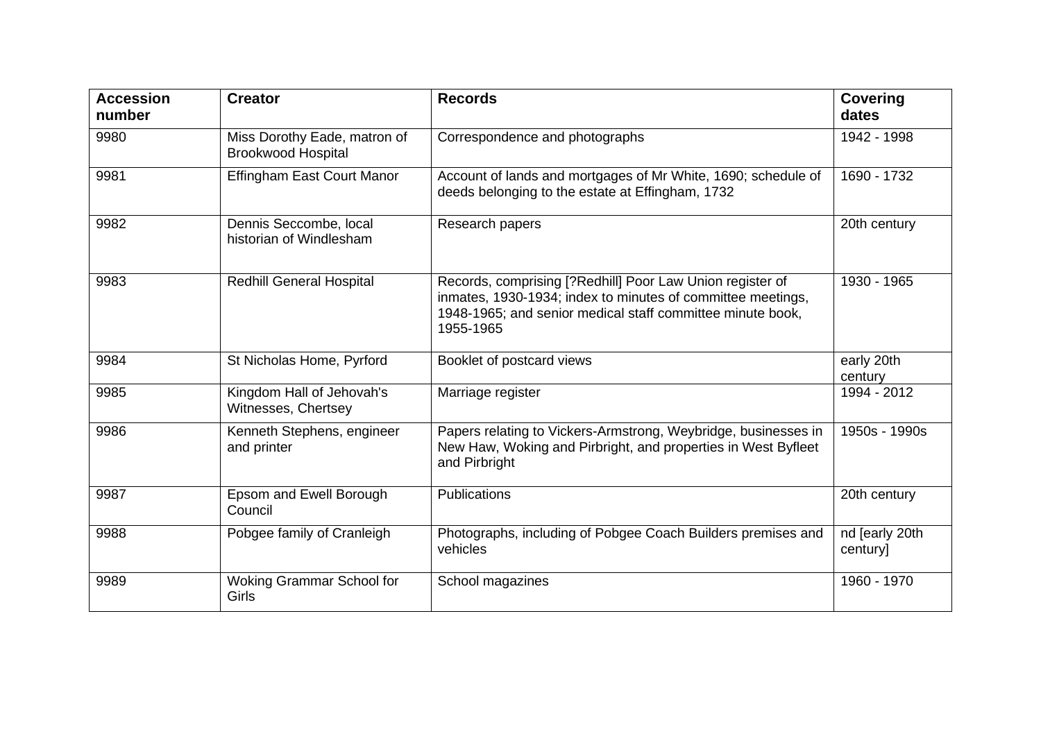| Accession number | Creator | Records | Covering dates |
| --- | --- | --- | --- |
| 9980 | Miss Dorothy Eade, matron of Brookwood Hospital | Correspondence and photographs | 1942 - 1998 |
| 9981 | Effingham East Court Manor | Account of lands and mortgages of Mr White, 1690; schedule of deeds belonging to the estate at Effingham, 1732 | 1690 - 1732 |
| 9982 | Dennis Seccombe, local historian of Windlesham | Research papers | 20th century |
| 9983 | Redhill General Hospital | Records, comprising [?Redhill] Poor Law Union register of inmates, 1930-1934; index to minutes of committee meetings, 1948-1965; and senior medical staff committee minute book, 1955-1965 | 1930 - 1965 |
| 9984 | St Nicholas Home, Pyrford | Booklet of postcard views | early 20th century |
| 9985 | Kingdom Hall of Jehovah's Witnesses, Chertsey | Marriage register | 1994 - 2012 |
| 9986 | Kenneth Stephens, engineer and printer | Papers relating to Vickers-Armstrong, Weybridge, businesses in New Haw, Woking and Pirbright, and properties in West Byfleet and Pirbright | 1950s - 1990s |
| 9987 | Epsom and Ewell Borough Council | Publications | 20th century |
| 9988 | Pobgee family of Cranleigh | Photographs, including of Pobgee Coach Builders premises and vehicles | nd [early 20th century] |
| 9989 | Woking Grammar School for Girls | School magazines | 1960 - 1970 |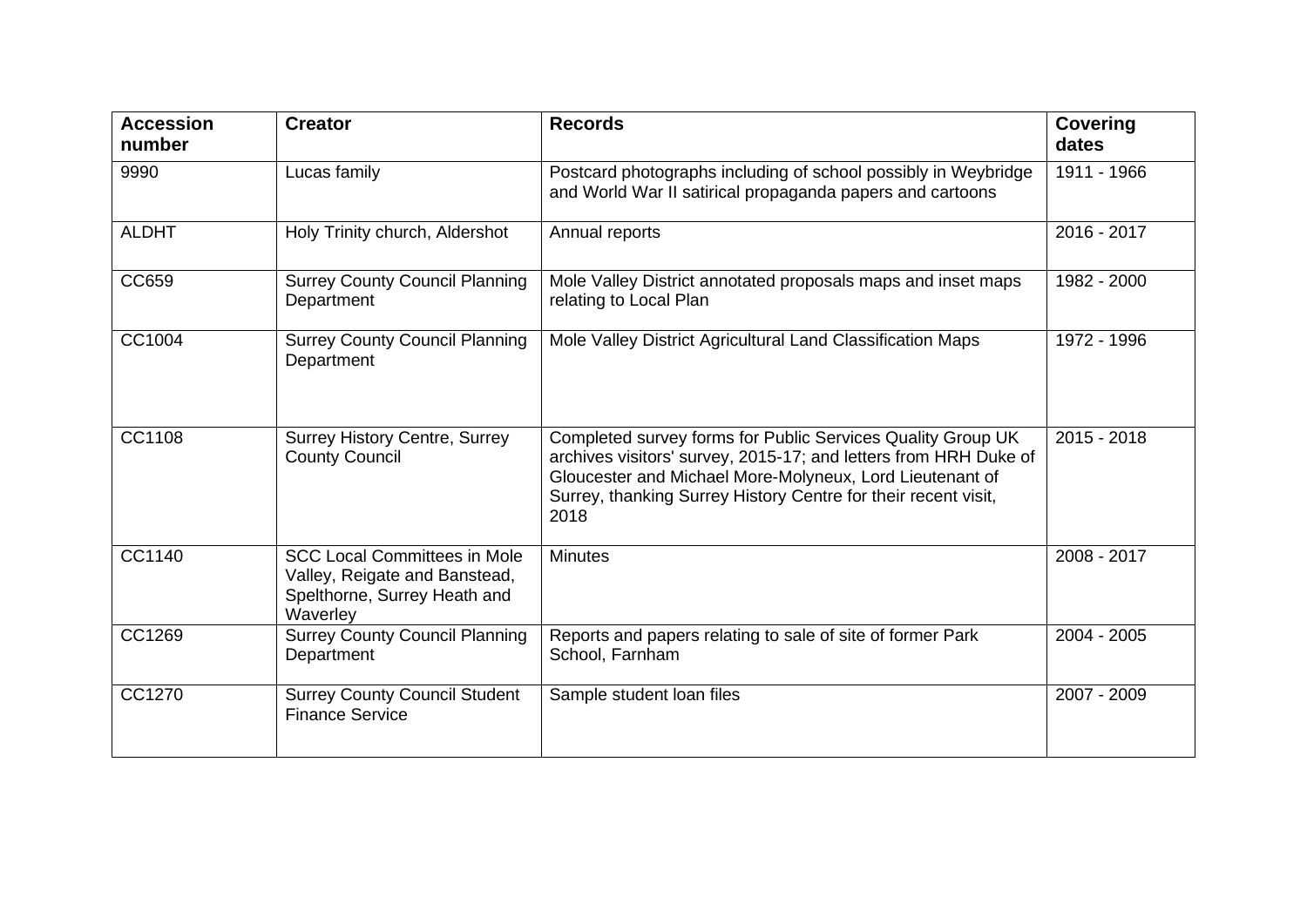| Accession number | Creator | Records | Covering dates |
|---|---|---|---|
| 9990 | Lucas family | Postcard photographs including of school possibly in Weybridge and World War II satirical propaganda papers and cartoons | 1911 - 1966 |
| ALDHT | Holy Trinity church, Aldershot | Annual reports | 2016 - 2017 |
| CC659 | Surrey County Council Planning Department | Mole Valley District annotated proposals maps and inset maps relating to Local Plan | 1982 - 2000 |
| CC1004 | Surrey County Council Planning Department | Mole Valley District Agricultural Land Classification Maps | 1972 - 1996 |
| CC1108 | Surrey History Centre, Surrey County Council | Completed survey forms for Public Services Quality Group UK archives visitors' survey, 2015-17; and letters from HRH Duke of Gloucester and Michael More-Molyneux, Lord Lieutenant of Surrey, thanking Surrey History Centre for their recent visit, 2018 | 2015 - 2018 |
| CC1140 | SCC Local Committees in Mole Valley, Reigate and Banstead, Spelthorne, Surrey Heath and Waverley | Minutes | 2008 - 2017 |
| CC1269 | Surrey County Council Planning Department | Reports and papers relating to sale of site of former Park School, Farnham | 2004 - 2005 |
| CC1270 | Surrey County Council Student Finance Service | Sample student loan files | 2007 - 2009 |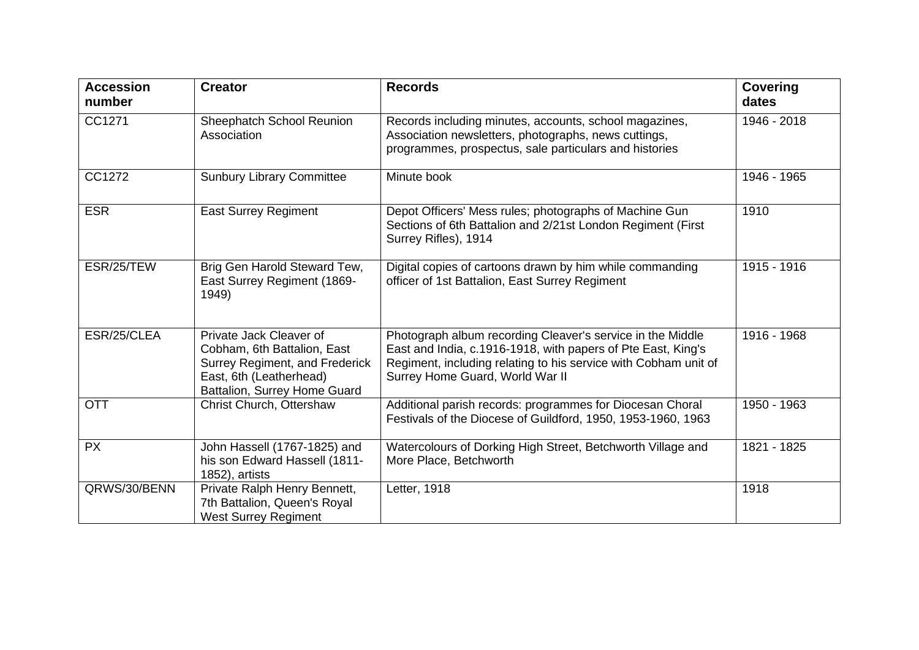| Accession number | Creator | Records | Covering dates |
| --- | --- | --- | --- |
| CC1271 | Sheephatch School Reunion Association | Records including minutes, accounts, school magazines, Association newsletters, photographs, news cuttings, programmes, prospectus, sale particulars and histories | 1946 - 2018 |
| CC1272 | Sunbury Library Committee | Minute book | 1946 - 1965 |
| ESR | East Surrey Regiment | Depot Officers' Mess rules; photographs of Machine Gun Sections of 6th Battalion and 2/21st London Regiment (First Surrey Rifles), 1914 | 1910 |
| ESR/25/TEW | Brig Gen Harold Steward Tew, East Surrey Regiment (1869-1949) | Digital copies of cartoons drawn by him while commanding officer of 1st Battalion, East Surrey Regiment | 1915 - 1916 |
| ESR/25/CLEA | Private Jack Cleaver of Cobham, 6th Battalion, East Surrey Regiment, and Frederick East, 6th (Leatherhead) Battalion, Surrey Home Guard | Photograph album recording Cleaver's service in the Middle East and India, c.1916-1918, with papers of Pte East, King's Regiment, including relating to his service with Cobham unit of Surrey Home Guard, World War II | 1916 - 1968 |
| OTT | Christ Church, Ottershaw | Additional parish records: programmes for Diocesan Choral Festivals of the Diocese of Guildford, 1950, 1953-1960, 1963 | 1950 - 1963 |
| PX | John Hassell (1767-1825) and his son Edward Hassell (1811-1852), artists | Watercolours of Dorking High Street, Betchworth Village and More Place, Betchworth | 1821 - 1825 |
| QRWS/30/BENN | Private Ralph Henry Bennett, 7th Battalion, Queen's Royal West Surrey Regiment | Letter, 1918 | 1918 |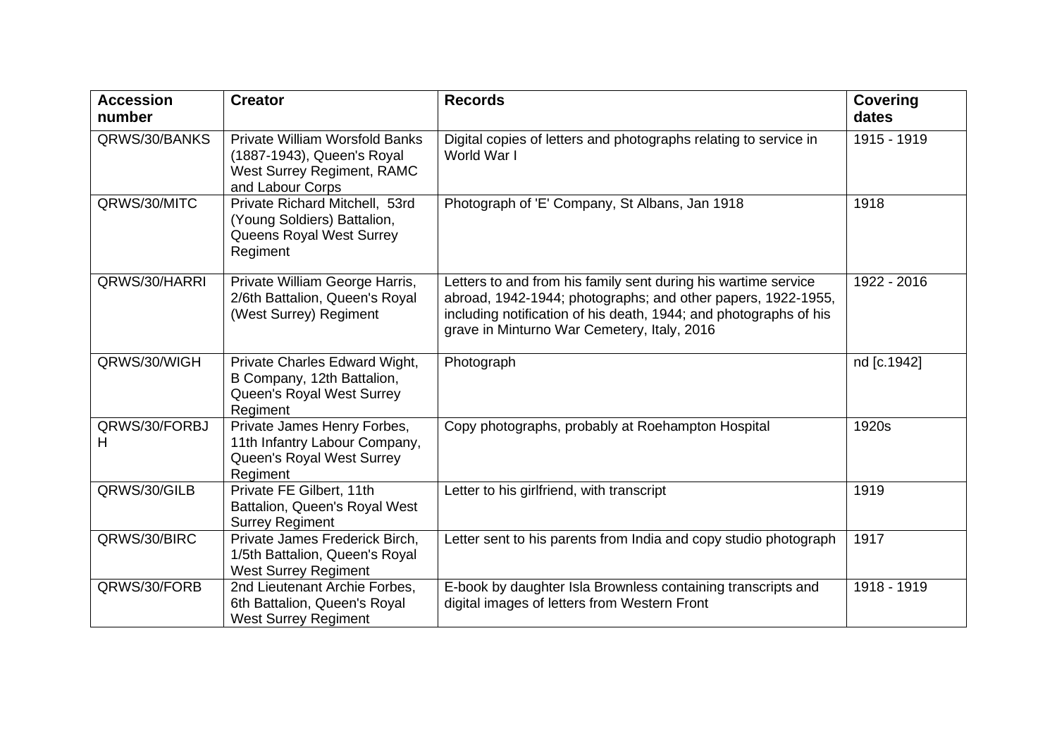| Accession number | Creator | Records | Covering dates |
|---|---|---|---|
| QRWS/30/BANKS | Private William Worsfold Banks (1887-1943), Queen's Royal West Surrey Regiment, RAMC and Labour Corps | Digital copies of letters and photographs relating to service in World War I | 1915 - 1919 |
| QRWS/30/MITC | Private Richard Mitchell, 53rd (Young Soldiers) Battalion, Queens Royal West Surrey Regiment | Photograph of 'E' Company, St Albans, Jan 1918 | 1918 |
| QRWS/30/HARRI | Private William George Harris, 2/6th Battalion, Queen's Royal (West Surrey) Regiment | Letters to and from his family sent during his wartime service abroad, 1942-1944; photographs; and other papers, 1922-1955, including notification of his death, 1944; and photographs of his grave in Minturno War Cemetery, Italy, 2016 | 1922 - 2016 |
| QRWS/30/WIGH | Private Charles Edward Wight, B Company, 12th Battalion, Queen's Royal West Surrey Regiment | Photograph | nd [c.1942] |
| QRWS/30/FORBJH | Private James Henry Forbes, 11th Infantry Labour Company, Queen's Royal West Surrey Regiment | Copy photographs, probably at Roehampton Hospital | 1920s |
| QRWS/30/GILB | Private FE Gilbert, 11th Battalion, Queen's Royal West Surrey Regiment | Letter to his girlfriend, with transcript | 1919 |
| QRWS/30/BIRC | Private James Frederick Birch, 1/5th Battalion, Queen's Royal West Surrey Regiment | Letter sent to his parents from India and copy studio photograph | 1917 |
| QRWS/30/FORB | 2nd Lieutenant Archie Forbes, 6th Battalion, Queen's Royal West Surrey Regiment | E-book by daughter Isla Brownless containing transcripts and digital images of letters from Western Front | 1918 - 1919 |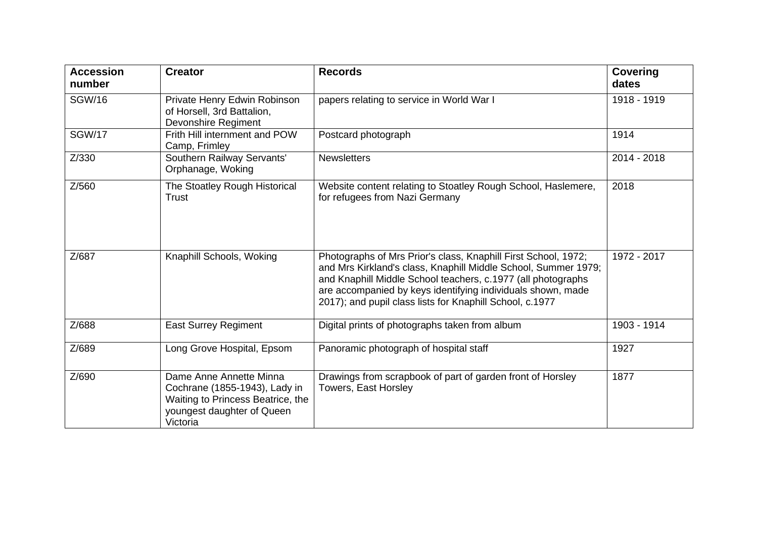| Accession number | Creator | Records | Covering dates |
|---|---|---|---|
| SGW/16 | Private Henry Edwin Robinson of Horsell, 3rd Battalion, Devonshire Regiment | papers relating to service in World War I | 1918 - 1919 |
| SGW/17 | Frith Hill internment and POW Camp, Frimley | Postcard photograph | 1914 |
| Z/330 | Southern Railway Servants' Orphanage, Woking | Newsletters | 2014 - 2018 |
| Z/560 | The Stoatley Rough Historical Trust | Website content relating to Stoatley Rough School, Haslemere, for refugees from Nazi Germany | 2018 |
| Z/687 | Knaphill Schools, Woking | Photographs of Mrs Prior's class, Knaphill First School, 1972; and Mrs Kirkland's class, Knaphill Middle School, Summer 1979; and Knaphill Middle School teachers, c.1977 (all photographs are accompanied by keys identifying individuals shown, made 2017); and pupil class lists for Knaphill School, c.1977 | 1972 - 2017 |
| Z/688 | East Surrey Regiment | Digital prints of photographs taken from album | 1903 - 1914 |
| Z/689 | Long Grove Hospital, Epsom | Panoramic photograph of hospital staff | 1927 |
| Z/690 | Dame Anne Annette Minna Cochrane (1855-1943), Lady in Waiting to Princess Beatrice, the youngest daughter of Queen Victoria | Drawings from scrapbook of part of garden front of Horsley Towers, East Horsley | 1877 |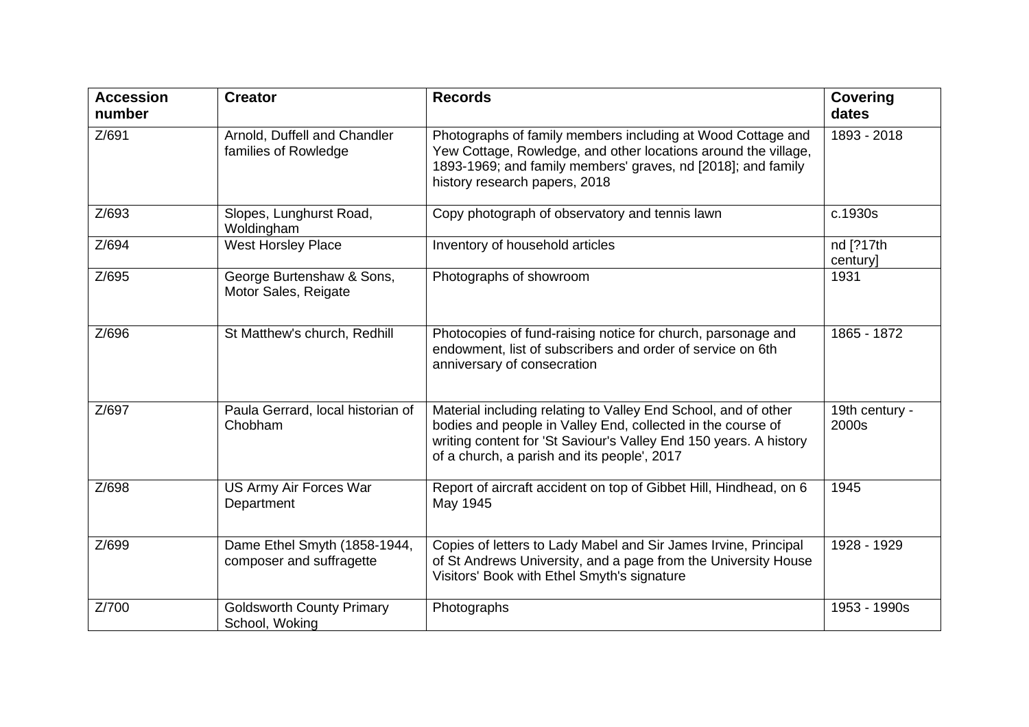| Accession number | Creator | Records | Covering dates |
|---|---|---|---|
| Z/691 | Arnold, Duffell and Chandler families of Rowledge | Photographs of family members including at Wood Cottage and Yew Cottage, Rowledge, and other locations around the village, 1893-1969; and family members' graves, nd [2018]; and family history research papers, 2018 | 1893 - 2018 |
| Z/693 | Slopes, Lunghurst Road, Woldingham | Copy photograph of observatory and tennis lawn | c.1930s |
| Z/694 | West Horsley Place | Inventory of household articles | nd [?17th century] |
| Z/695 | George Burtenshaw & Sons, Motor Sales, Reigate | Photographs of showroom | 1931 |
| Z/696 | St Matthew's church, Redhill | Photocopies of fund-raising notice for church, parsonage and endowment, list of subscribers and order of service on 6th anniversary of consecration | 1865 - 1872 |
| Z/697 | Paula Gerrard, local historian of Chobham | Material including relating to Valley End School, and of other bodies and people in Valley End, collected in the course of writing content for 'St Saviour's Valley End 150 years. A history of a church, a parish and its people', 2017 | 19th century - 2000s |
| Z/698 | US Army Air Forces War Department | Report of aircraft accident on top of Gibbet Hill, Hindhead, on 6 May 1945 | 1945 |
| Z/699 | Dame Ethel Smyth (1858-1944, composer and suffragette | Copies of letters to Lady Mabel and Sir James Irvine, Principal of St Andrews University, and a page from the University House Visitors' Book with Ethel Smyth's signature | 1928 - 1929 |
| Z/700 | Goldsworth County Primary School, Woking | Photographs | 1953 - 1990s |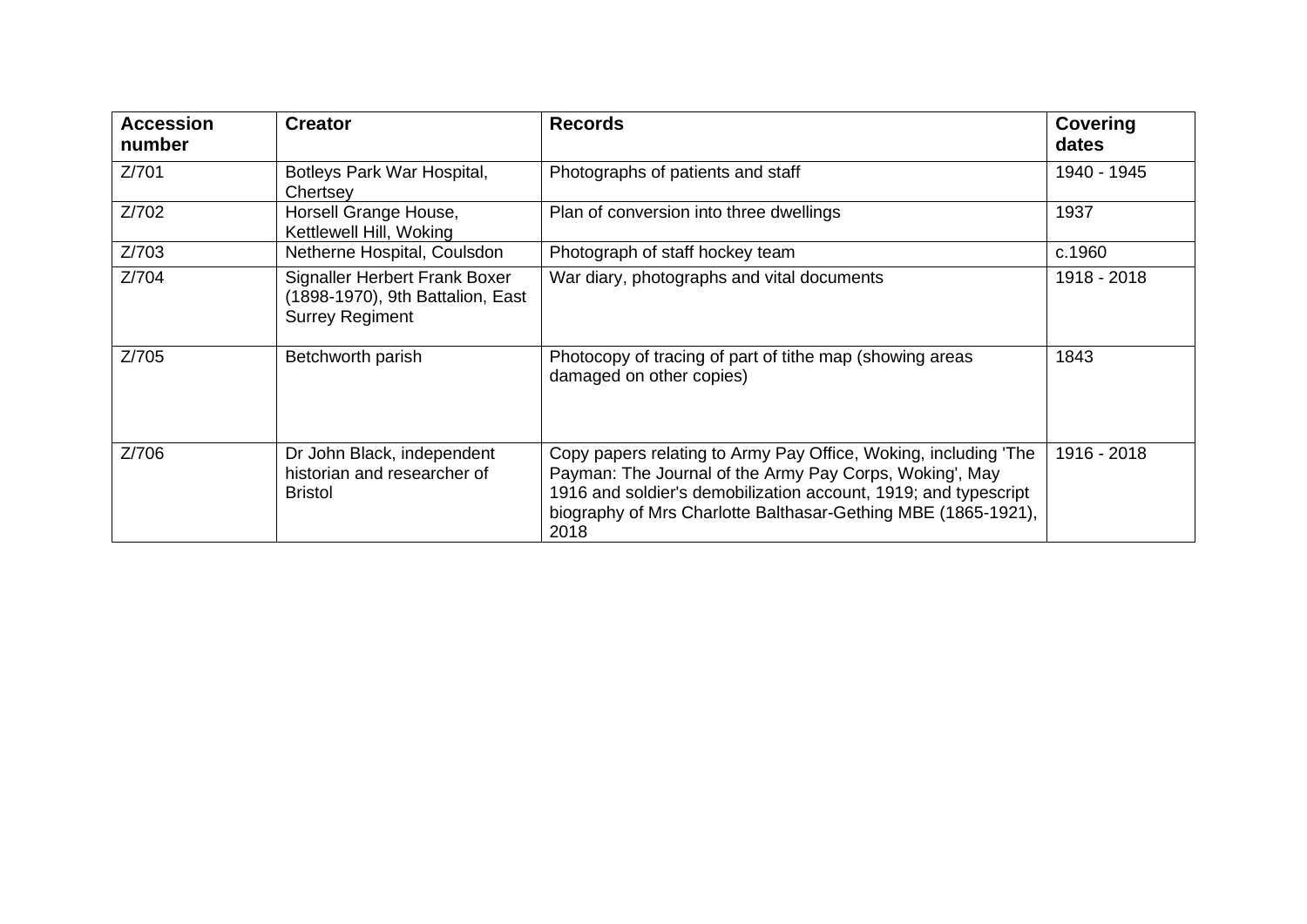| Accession number | Creator | Records | Covering dates |
|---|---|---|---|
| Z/701 | Botleys Park War Hospital, Chertsey | Photographs of patients and staff | 1940 - 1945 |
| Z/702 | Horsell Grange House, Kettlewell Hill, Woking | Plan of conversion into three dwellings | 1937 |
| Z/703 | Netherne Hospital, Coulsdon | Photograph of staff hockey team | c.1960 |
| Z/704 | Signaller Herbert Frank Boxer (1898-1970), 9th Battalion, East Surrey Regiment | War diary, photographs and vital documents | 1918 - 2018 |
| Z/705 | Betchworth parish | Photocopy of tracing of part of tithe map (showing areas damaged on other copies) | 1843 |
| Z/706 | Dr John Black, independent historian and researcher of Bristol | Copy papers relating to Army Pay Office, Woking, including 'The Payman: The Journal of the Army Pay Corps, Woking', May 1916 and soldier's demobilization account, 1919; and typescript biography of Mrs Charlotte Balthasar-Gething MBE (1865-1921), 2018 | 1916 - 2018 |